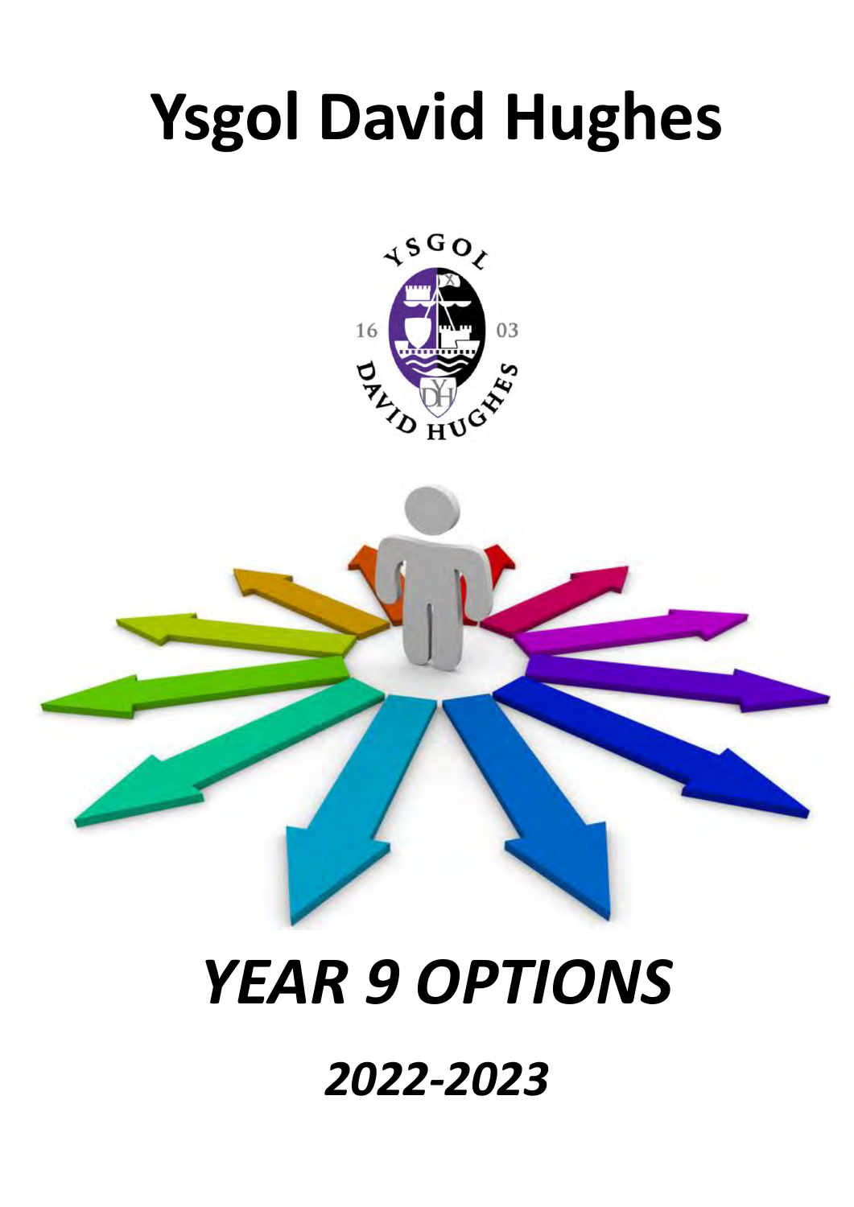# Ysgol David Hughes

# *YEAR 9 OPTIONS*

## *2022-2023*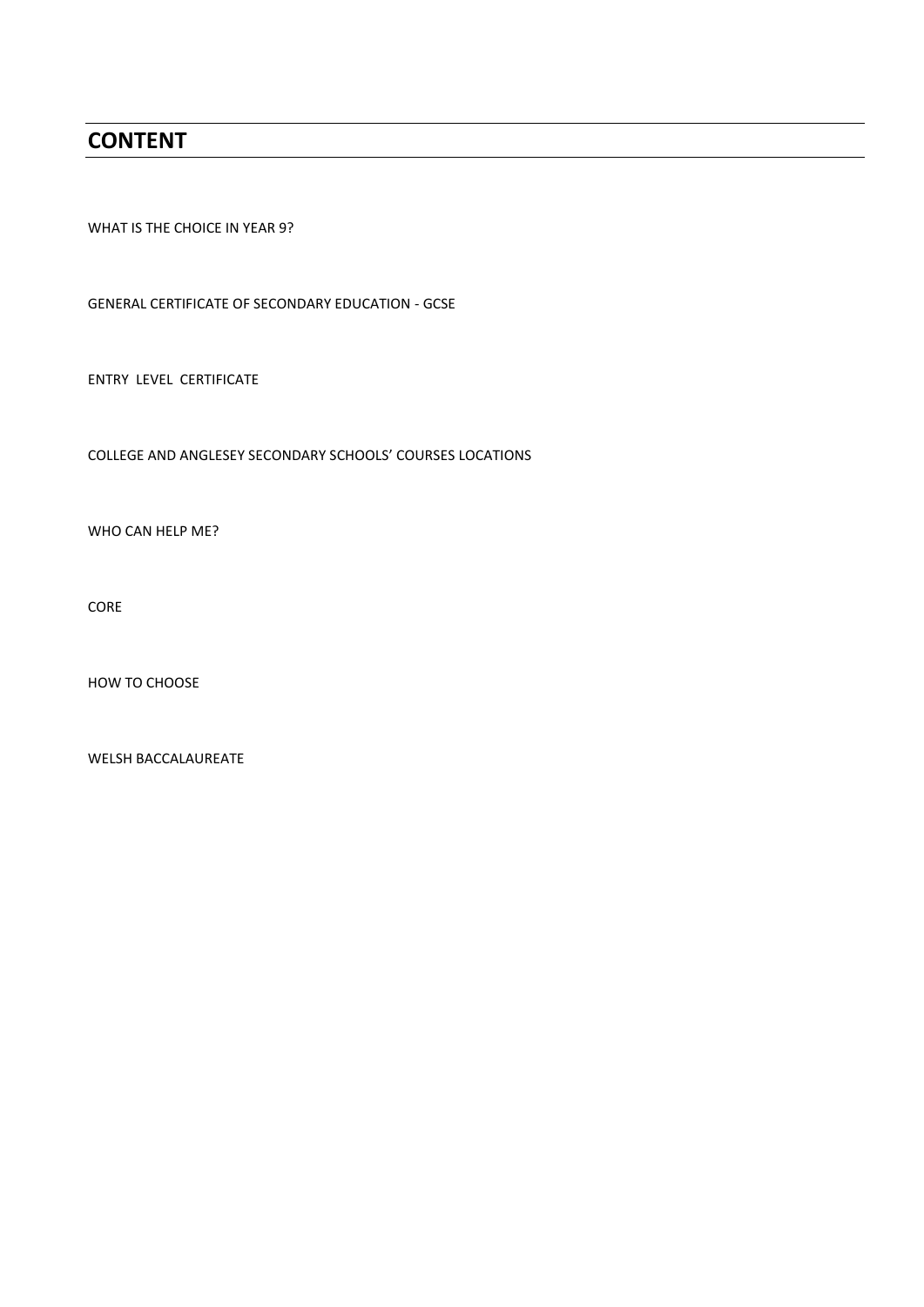## CONTENT

WHAT IS THE CHOICE IN YEAR 9?

GENERAL CERTIFICATE OF SECONDARY EDUCATION - GCSE

ENTRY LEVEL CERTIFICATE

COLLEGE AND ANGLESEY SECONDARY SCHOOLS' COURSES LOCATIONS

WHO CAN HELP ME?

CORE

HOW TO CHOOSE

WELSH BACCALAUREATE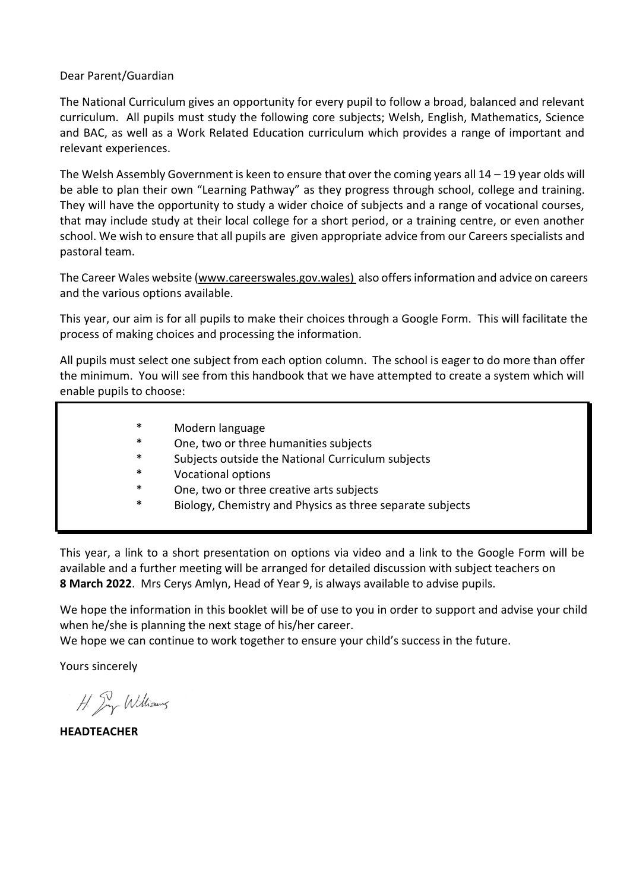Dear Parent/Guardian

The National Curriculum gives an opportunity for every pupil to follow a broad, balanced and relevant curriculum. All pupils must study the following core subjects; Welsh, English, Mathematics, Science and BAC, as well as a Work Related Education curriculum which provides a range of important and relevant experiences.

The Welsh Assembly Government is keen to ensure that over the coming years all 14 – 19 year olds will be able to plan their own "Learning Pathway" as they progress through school, college and training. They will have the opportunity to study a wider choice of subjects and a range of vocational courses, that may include study at their local college for a short period, or a training centre, or even another school. We wish to ensure that all pupils are given appropriate advice from our Careers specialists and pastoral team.

The Career Wales website (www.careerswales.gov.wales) also offers information and advice on careers and the various options available.

This year, our aim is for all pupils to make their choices through a Google Form. This will facilitate the process of making choices and processing the information.

All pupils must select one subject from each option column. The school is eager to do more than offer the minimum. You will see from this handbook that we have attempted to create a system which will enable pupils to choose:

* Modern language
* One, two or three humanities subjects
* Subjects outside the National Curriculum subjects
* Vocational options
* One, two or three creative arts subjects
* Biology, Chemistry and Physics as three separate subjects

This year, a link to a short presentation on options via video and a link to the Google Form will be available and a further meeting will be arranged for detailed discussion with subject teachers on **8 March 2022**. Mrs Cerys Amlyn, Head of Year 9, is always available to advise pupils.

We hope the information in this booklet will be of use to you in order to support and advise your child when he/she is planning the next stage of his/her career.
We hope we can continue to work together to ensure your child's success in the future.

Yours sincerely

H Ing Williams

**HEADTEACHER**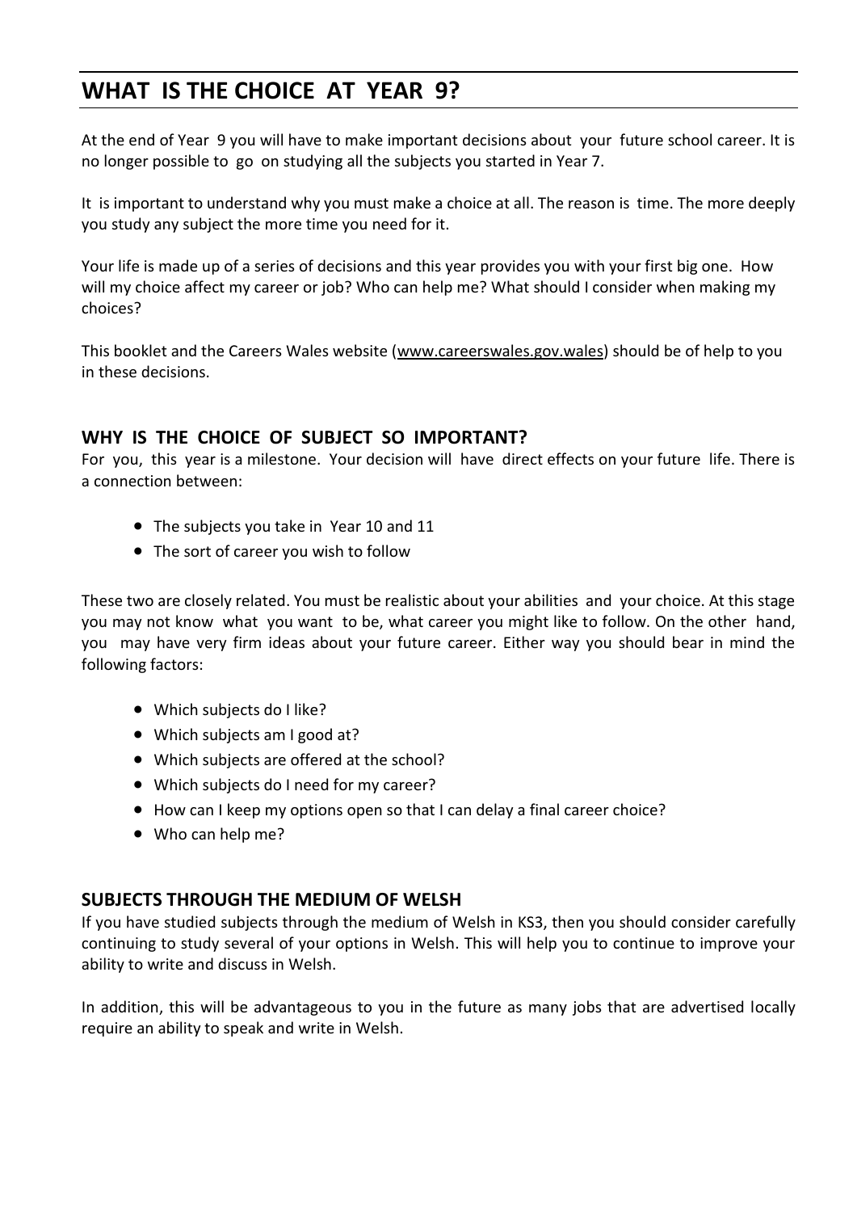# WHAT IS THE CHOICE AT YEAR 9?

At the end of Year 9 you will have to make important decisions about your future school career. It is no longer possible to go on studying all the subjects you started in Year 7.

It is important to understand why you must make a choice at all. The reason is time. The more deeply you study any subject the more time you need for it.

Your life is made up of a series of decisions and this year provides you with your first big one. How will my choice affect my career or job? Who can help me? What should I consider when making my choices?

This booklet and the Careers Wales website (www.careerswales.gov.wales) should be of help to you in these decisions.

## WHY IS THE CHOICE OF SUBJECT SO IMPORTANT?

For you, this year is a milestone. Your decision will have direct effects on your future life. There is a connection between:

- The subjects you take in Year 10 and 11
- The sort of career you wish to follow

These two are closely related. You must be realistic about your abilities and your choice. At this stage you may not know what you want to be, what career you might like to follow. On the other hand, you may have very firm ideas about your future career. Either way you should bear in mind the following factors:

- Which subjects do I like?
- Which subjects am I good at?
- Which subjects are offered at the school?
- Which subjects do I need for my career?
- How can I keep my options open so that I can delay a final career choice?
- Who can help me?

## SUBJECTS THROUGH THE MEDIUM OF WELSH

If you have studied subjects through the medium of Welsh in KS3, then you should consider carefully continuing to study several of your options in Welsh. This will help you to continue to improve your ability to write and discuss in Welsh.

In addition, this will be advantageous to you in the future as many jobs that are advertised locally require an ability to speak and write in Welsh.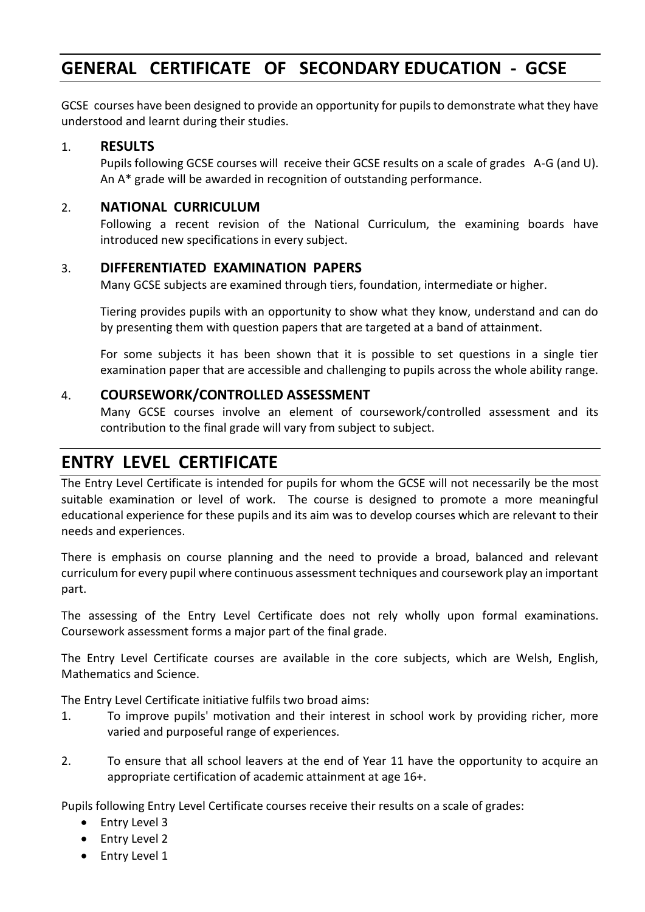## GENERAL CERTIFICATE OF SECONDARY EDUCATION - GCSE

GCSE courses have been designed to provide an opportunity for pupils to demonstrate what they have understood and learnt during their studies.

1. **RESULTS**

   Pupils following GCSE courses will receive their GCSE results on a scale of grades A-G (and U). An A* grade will be awarded in recognition of outstanding performance.

2. **NATIONAL CURRICULUM**

   Following a recent revision of the National Curriculum, the examining boards have introduced new specifications in every subject.

3. **DIFFERENTIATED EXAMINATION PAPERS**

   Many GCSE subjects are examined through tiers, foundation, intermediate or higher.

   Tiering provides pupils with an opportunity to show what they know, understand and can do by presenting them with question papers that are targeted at a band of attainment.

   For some subjects it has been shown that it is possible to set questions in a single tier examination paper that are accessible and challenging to pupils across the whole ability range.

4. **COURSEWORK/CONTROLLED ASSESSMENT**

   Many GCSE courses involve an element of coursework/controlled assessment and its contribution to the final grade will vary from subject to subject.

## ENTRY LEVEL CERTIFICATE

The Entry Level Certificate is intended for pupils for whom the GCSE will not necessarily be the most suitable examination or level of work. The course is designed to promote a more meaningful educational experience for these pupils and its aim was to develop courses which are relevant to their needs and experiences.

There is emphasis on course planning and the need to provide a broad, balanced and relevant curriculum for every pupil where continuous assessment techniques and coursework play an important part.

The assessing of the Entry Level Certificate does not rely wholly upon formal examinations. Coursework assessment forms a major part of the final grade.

The Entry Level Certificate courses are available in the core subjects, which are Welsh, English, Mathematics and Science.

The Entry Level Certificate initiative fulfils two broad aims:

1. To improve pupils' motivation and their interest in school work by providing richer, more varied and purposeful range of experiences.

2. To ensure that all school leavers at the end of Year 11 have the opportunity to acquire an appropriate certification of academic attainment at age 16+.

Pupils following Entry Level Certificate courses receive their results on a scale of grades:

- Entry Level 3
- Entry Level 2
- Entry Level 1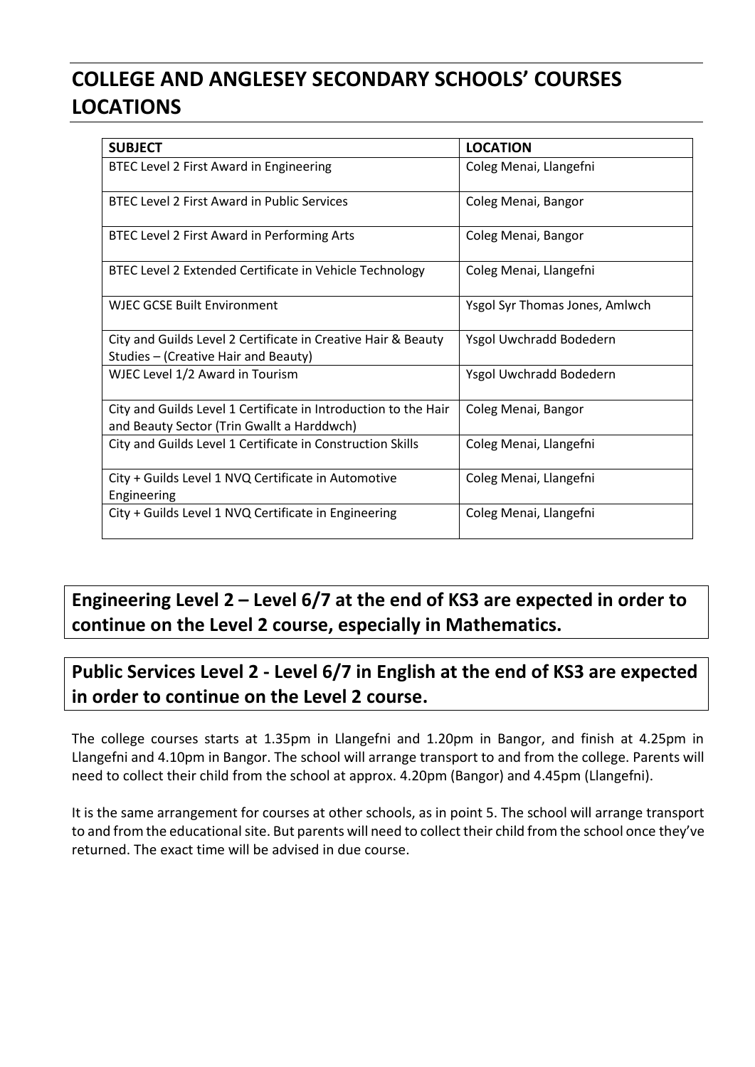# COLLEGE AND ANGLESEY SECONDARY SCHOOLS' COURSES LOCATIONS

| SUBJECT | LOCATION |
|---|---|
| BTEC Level 2 First Award in Engineering | Coleg Menai, Llangefni |
| BTEC Level 2 First Award in Public Services | Coleg Menai, Bangor |
| BTEC Level 2 First Award in Performing Arts | Coleg Menai, Bangor |
| BTEC Level 2 Extended Certificate in Vehicle Technology | Coleg Menai, Llangefni |
| WJEC GCSE Built Environment | Ysgol Syr Thomas Jones, Amlwch |
| City and Guilds Level 2 Certificate in Creative Hair & Beauty Studies – (Creative Hair and Beauty) | Ysgol Uwchradd Bodedern |
| WJEC Level 1/2 Award in Tourism | Ysgol Uwchradd Bodedern |
| City and Guilds Level 1 Certificate in Introduction to the Hair and Beauty Sector (Trin Gwallt a Harddwch) | Coleg Menai, Bangor |
| City and Guilds Level 1 Certificate in Construction Skills | Coleg Menai, Llangefni |
| City + Guilds Level 1 NVQ Certificate in Automotive Engineering | Coleg Menai, Llangefni |
| City + Guilds Level 1 NVQ Certificate in Engineering | Coleg Menai, Llangefni |

**Engineering Level 2 – Level 6/7 at the end of KS3 are expected in order to continue on the Level 2 course, especially in Mathematics.**

**Public Services Level 2 - Level 6/7 in English at the end of KS3 are expected in order to continue on the Level 2 course.**

The college courses starts at 1.35pm in Llangefni and 1.20pm in Bangor, and finish at 4.25pm in Llangefni and 4.10pm in Bangor. The school will arrange transport to and from the college. Parents will need to collect their child from the school at approx. 4.20pm (Bangor) and 4.45pm (Llangefni).

It is the same arrangement for courses at other schools, as in point 5. The school will arrange transport to and from the educational site. But parents will need to collect their child from the school once they've returned. The exact time will be advised in due course.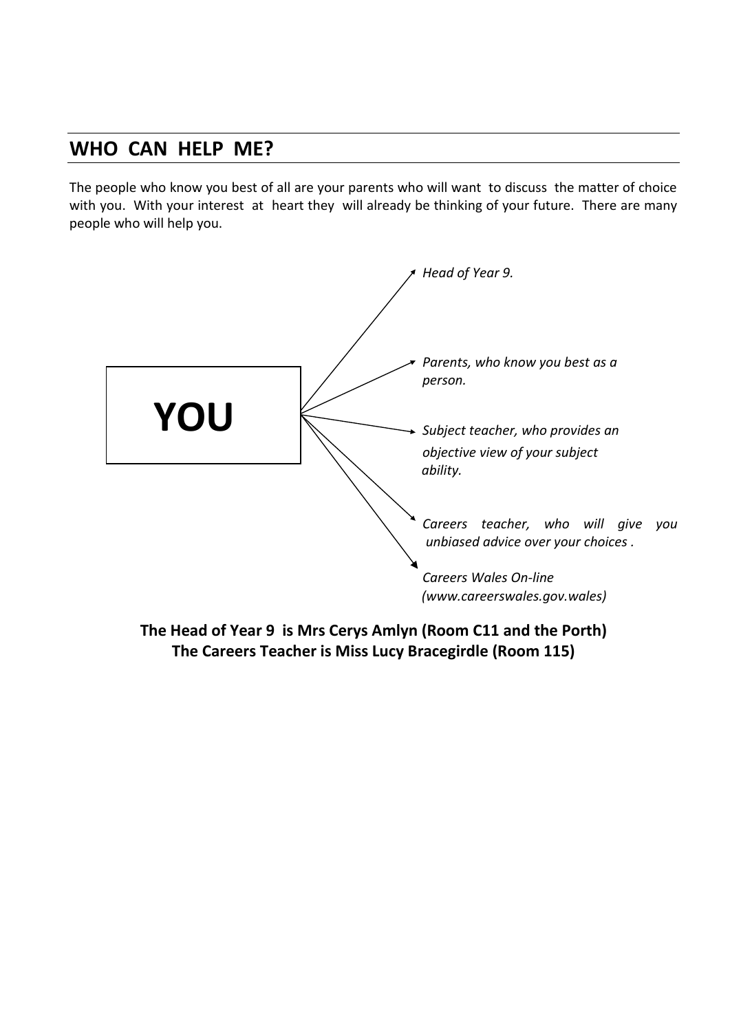## WHO CAN HELP ME?

The people who know you best of all are your parents who will want to discuss the matter of choice with you. With your interest at heart they will already be thinking of your future. There are many people who will help you.

**YOU**

- *Head of Year 9.*
- *Parents, who know you best as a person.*
- *Subject teacher, who provides an objective view of your subject ability.*
- *Careers teacher, who will give you unbiased advice over your choices .*
- *Careers Wales On-line (www.careerswales.gov.wales)*

**The Head of Year 9 is Mrs Cerys Amlyn (Room C11 and the Porth)**
**The Careers Teacher is Miss Lucy Bracegirdle (Room 115)**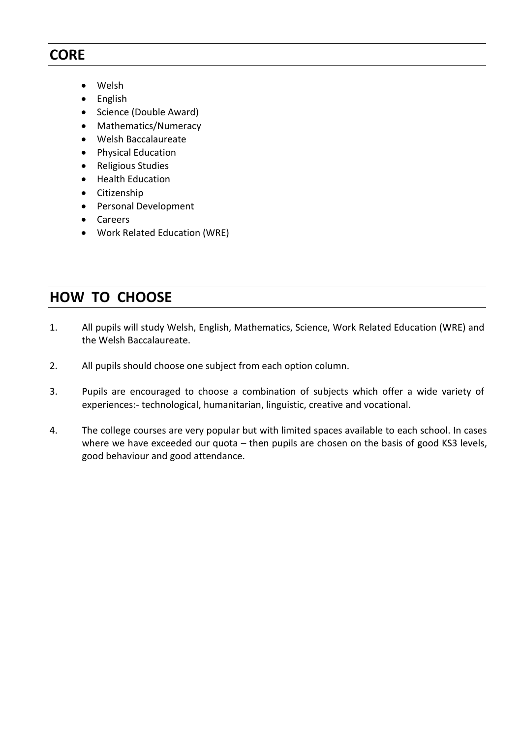## CORE

- Welsh
- English
- Science (Double Award)
- Mathematics/Numeracy
- Welsh Baccalaureate
- Physical Education
- Religious Studies
- Health Education
- Citizenship
- Personal Development
- Careers
- Work Related Education (WRE)

## HOW TO CHOOSE

1. All pupils will study Welsh, English, Mathematics, Science, Work Related Education (WRE) and the Welsh Baccalaureate.

2. All pupils should choose one subject from each option column.

3. Pupils are encouraged to choose a combination of subjects which offer a wide variety of experiences:- technological, humanitarian, linguistic, creative and vocational.

4. The college courses are very popular but with limited spaces available to each school. In cases where we have exceeded our quota – then pupils are chosen on the basis of good KS3 levels, good behaviour and good attendance.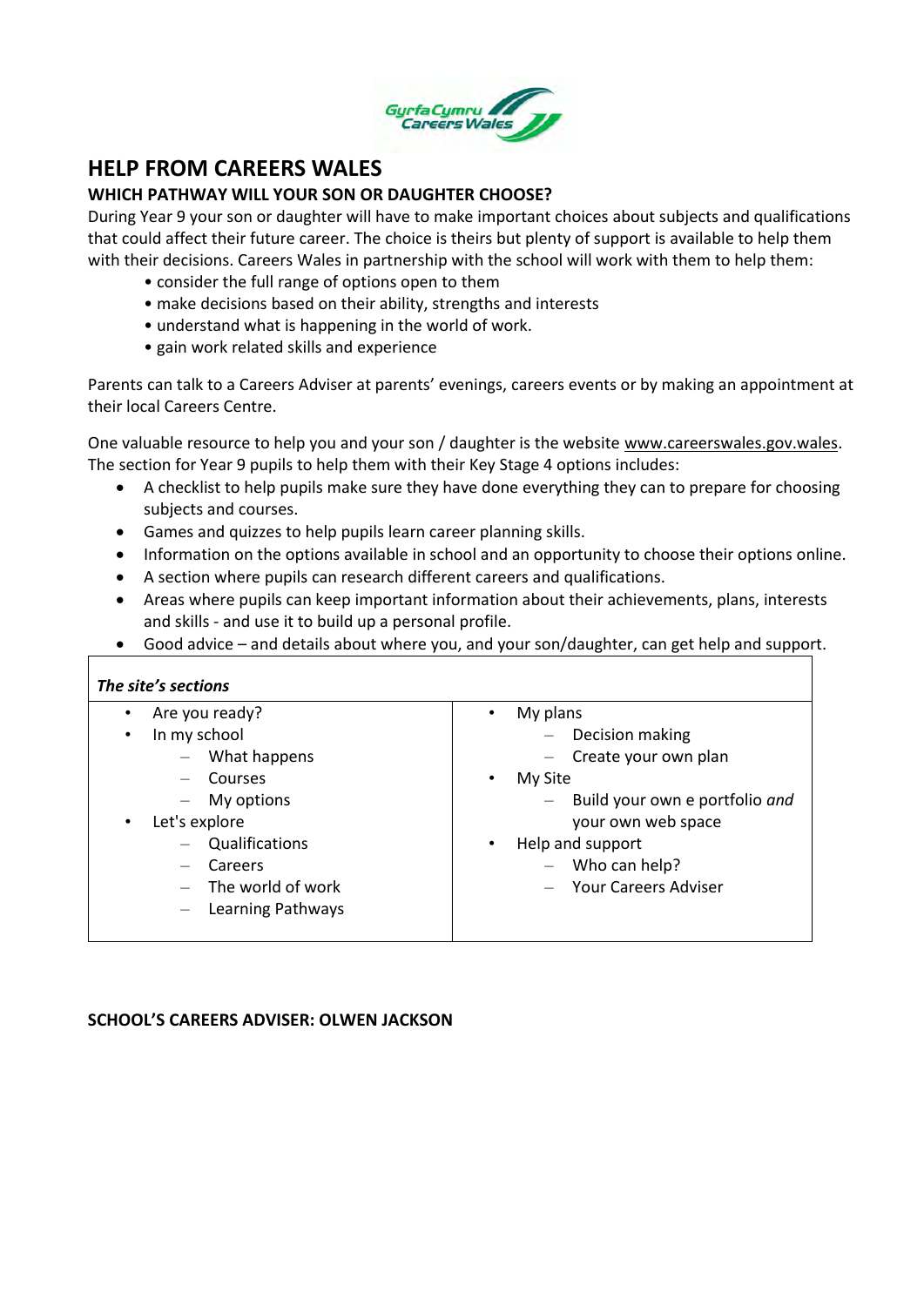# HELP FROM CAREERS WALES

## WHICH PATHWAY WILL YOUR SON OR DAUGHTER CHOOSE?

During Year 9 your son or daughter will have to make important choices about subjects and qualifications that could affect their future career. The choice is theirs but plenty of support is available to help them with their decisions. Careers Wales in partnership with the school will work with them to help them:

- consider the full range of options open to them
- make decisions based on their ability, strengths and interests
- understand what is happening in the world of work.
- gain work related skills and experience

Parents can talk to a Careers Adviser at parents' evenings, careers events or by making an appointment at their local Careers Centre.

One valuable resource to help you and your son / daughter is the website www.careerswales.gov.wales. The section for Year 9 pupils to help them with their Key Stage 4 options includes:

- A checklist to help pupils make sure they have done everything they can to prepare for choosing subjects and courses.
- Games and quizzes to help pupils learn career planning skills.
- Information on the options available in school and an opportunity to choose their options online.
- A section where pupils can research different careers and qualifications.
- Areas where pupils can keep important information about their achievements, plans, interests and skills - and use it to build up a personal profile.
- Good advice – and details about where you, and your son/daughter, can get help and support.

| *The site's sections* | |
|---|---|
| • Are you ready?<br>• In my school<br>– What happens<br>– Courses<br>– My options<br>• Let's explore<br>– Qualifications<br>– Careers<br>– The world of work<br>– Learning Pathways | • My plans<br>– Decision making<br>– Create your own plan<br>• My Site<br>– Build your own e portfolio *and* your own web space<br>• Help and support<br>– Who can help?<br>– Your Careers Adviser |

**SCHOOL'S CAREERS ADVISER: OLWEN JACKSON**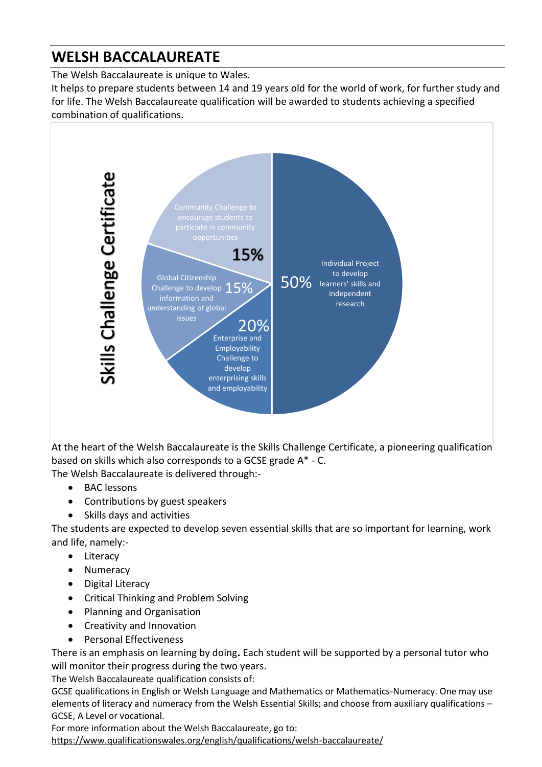# WELSH BACCALAUREATE

The Welsh Baccalaureate is unique to Wales.
It helps to prepare students between 14 and 19 years old for the world of work, for further study and for life. The Welsh Baccalaureate qualification will be awarded to students achieving a specified combination of qualifications.

**Skills Challenge Certificate**

- 50% Individual Project to develop learners' skills and independent research
- 20% Enterprise and Employability Challenge to develop enterprising skills and employability
- 15% Global Citizenship Challenge to develop information and understanding of global issues
- 15% Community Challenge to encourage students to particiate in community opportunities

At the heart of the Welsh Baccalaureate is the Skills Challenge Certificate, a pioneering qualification based on skills which also corresponds to a GCSE grade A* - C.
The Welsh Baccalaureate is delivered through:-

- BAC lessons
- Contributions by guest speakers
- Skills days and activities

The students are expected to develop seven essential skills that are so important for learning, work and life, namely:-

- Literacy
- Numeracy
- Digital Literacy
- Critical Thinking and Problem Solving
- Planning and Organisation
- Creativity and Innovation
- Personal Effectiveness

There is an emphasis on learning by doing**.** Each student will be supported by a personal tutor who will monitor their progress during the two years.
The Welsh Baccalaureate qualification consists of:
GCSE qualifications in English or Welsh Language and Mathematics or Mathematics-Numeracy. One may use elements of literacy and numeracy from the Welsh Essential Skills; and choose from auxiliary qualifications – GCSE, A Level or vocational.
For more information about the Welsh Baccalaureate, go to:
https://www.qualificationswales.org/english/qualifications/welsh-baccalaureate/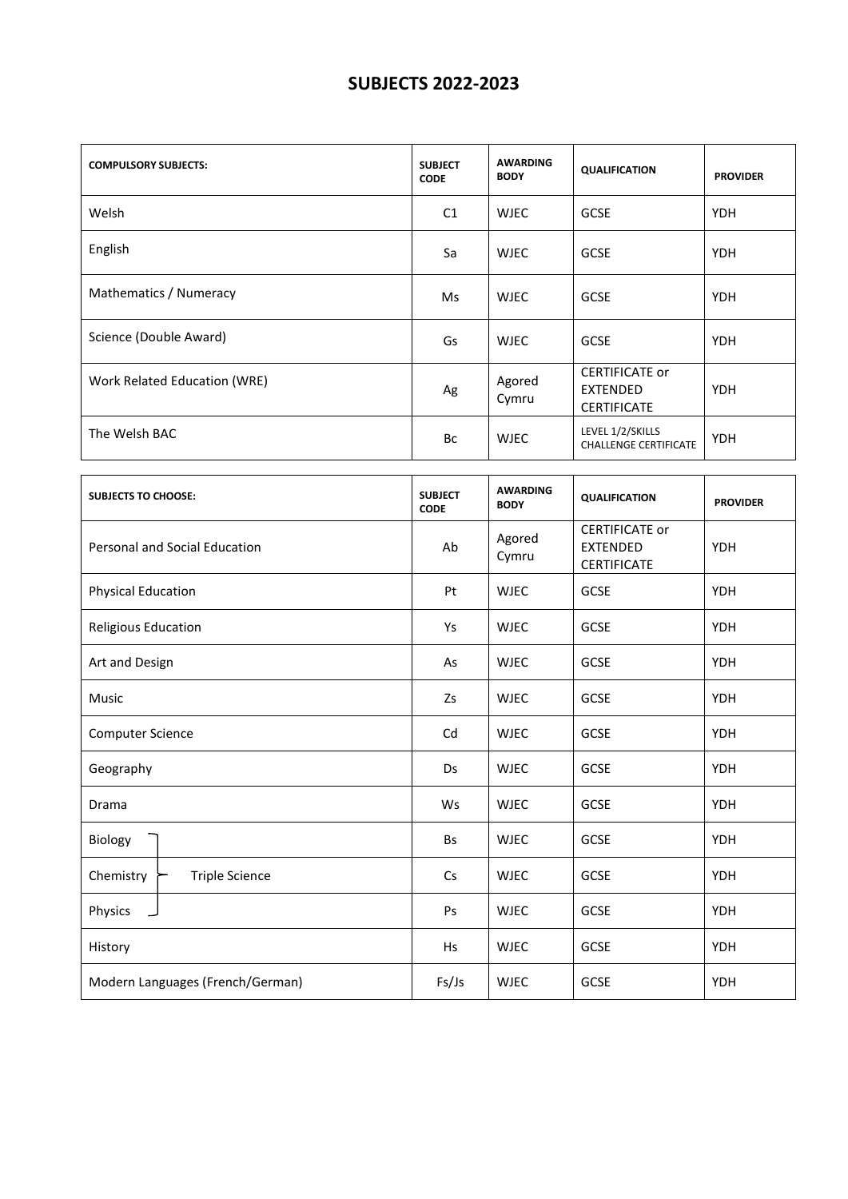# SUBJECTS 2022-2023

| COMPULSORY SUBJECTS: | SUBJECT CODE | AWARDING BODY | QUALIFICATION | PROVIDER |
|---|---|---|---|---|
| Welsh | C1 | WJEC | GCSE | YDH |
| English | Sa | WJEC | GCSE | YDH |
| Mathematics / Numeracy | Ms | WJEC | GCSE | YDH |
| Science (Double Award) | Gs | WJEC | GCSE | YDH |
| Work Related Education (WRE) | Ag | Agored Cymru | CERTIFICATE or EXTENDED CERTIFICATE | YDH |
| The Welsh BAC | Bc | WJEC | LEVEL 1/2/SKILLS CHALLENGE CERTIFICATE | YDH |

| SUBJECTS TO CHOOSE: | SUBJECT CODE | AWARDING BODY | QUALIFICATION | PROVIDER |
|---|---|---|---|---|
| Personal and Social Education | Ab | Agored Cymru | CERTIFICATE or EXTENDED CERTIFICATE | YDH |
| Physical Education | Pt | WJEC | GCSE | YDH |
| Religious Education | Ys | WJEC | GCSE | YDH |
| Art and Design | As | WJEC | GCSE | YDH |
| Music | Zs | WJEC | GCSE | YDH |
| Computer Science | Cd | WJEC | GCSE | YDH |
| Geography | Ds | WJEC | GCSE | YDH |
| Drama | Ws | WJEC | GCSE | YDH |
| Biology (Triple Science) | Bs | WJEC | GCSE | YDH |
| Chemistry (Triple Science) | Cs | WJEC | GCSE | YDH |
| Physics (Triple Science) | Ps | WJEC | GCSE | YDH |
| History | Hs | WJEC | GCSE | YDH |
| Modern Languages (French/German) | Fs/Js | WJEC | GCSE | YDH |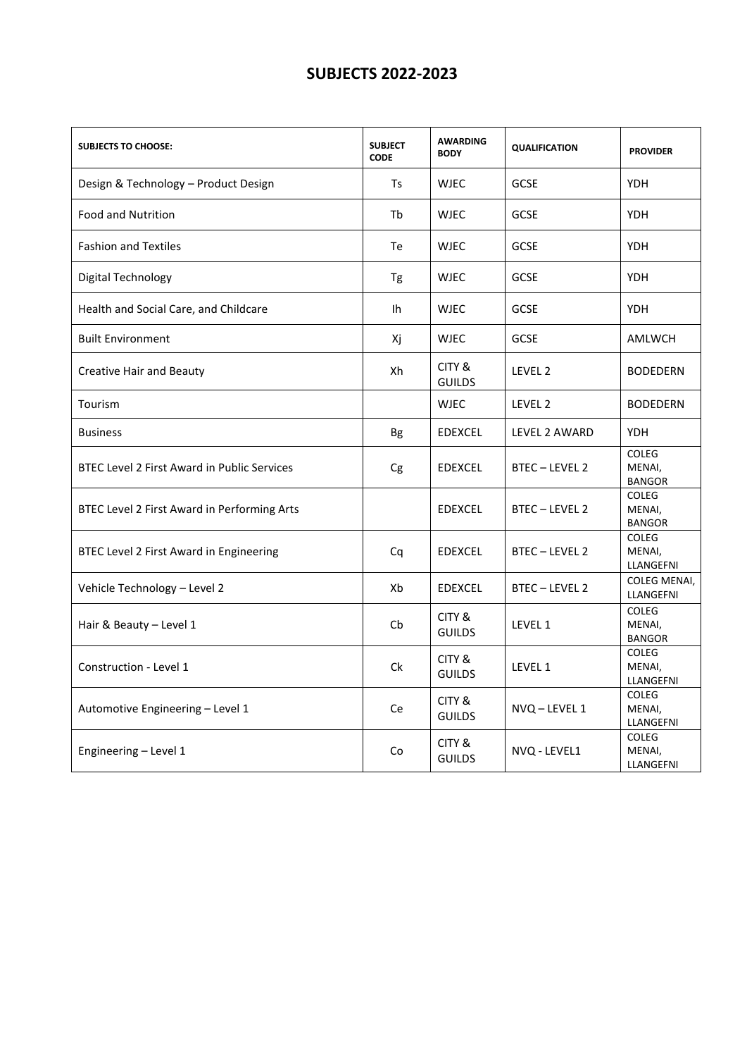# SUBJECTS 2022-2023

| SUBJECTS TO CHOOSE: | SUBJECT CODE | AWARDING BODY | QUALIFICATION | PROVIDER |
|---|---|---|---|---|
| Design & Technology – Product Design | Ts | WJEC | GCSE | YDH |
| Food and Nutrition | Tb | WJEC | GCSE | YDH |
| Fashion and Textiles | Te | WJEC | GCSE | YDH |
| Digital Technology | Tg | WJEC | GCSE | YDH |
| Health and Social Care, and Childcare | Ih | WJEC | GCSE | YDH |
| Built Environment | Xj | WJEC | GCSE | AMLWCH |
| Creative Hair and Beauty | Xh | CITY & GUILDS | LEVEL 2 | BODEDERN |
| Tourism | | WJEC | LEVEL 2 | BODEDERN |
| Business | Bg | EDEXCEL | LEVEL 2 AWARD | YDH |
| BTEC Level 2 First Award in Public Services | Cg | EDEXCEL | BTEC – LEVEL 2 | COLEG MENAI, BANGOR |
| BTEC Level 2 First Award in Performing Arts | | EDEXCEL | BTEC – LEVEL 2 | COLEG MENAI, BANGOR |
| BTEC Level 2 First Award in Engineering | Cq | EDEXCEL | BTEC – LEVEL 2 | COLEG MENAI, LLANGEFNI |
| Vehicle Technology – Level 2 | Xb | EDEXCEL | BTEC – LEVEL 2 | COLEG MENAI, LLANGEFNI |
| Hair & Beauty – Level 1 | Cb | CITY & GUILDS | LEVEL 1 | COLEG MENAI, BANGOR |
| Construction - Level 1 | Ck | CITY & GUILDS | LEVEL 1 | COLEG MENAI, LLANGEFNI |
| Automotive Engineering – Level 1 | Ce | CITY & GUILDS | NVQ – LEVEL 1 | COLEG MENAI, LLANGEFNI |
| Engineering – Level 1 | Co | CITY & GUILDS | NVQ - LEVEL1 | COLEG MENAI, LLANGEFNI |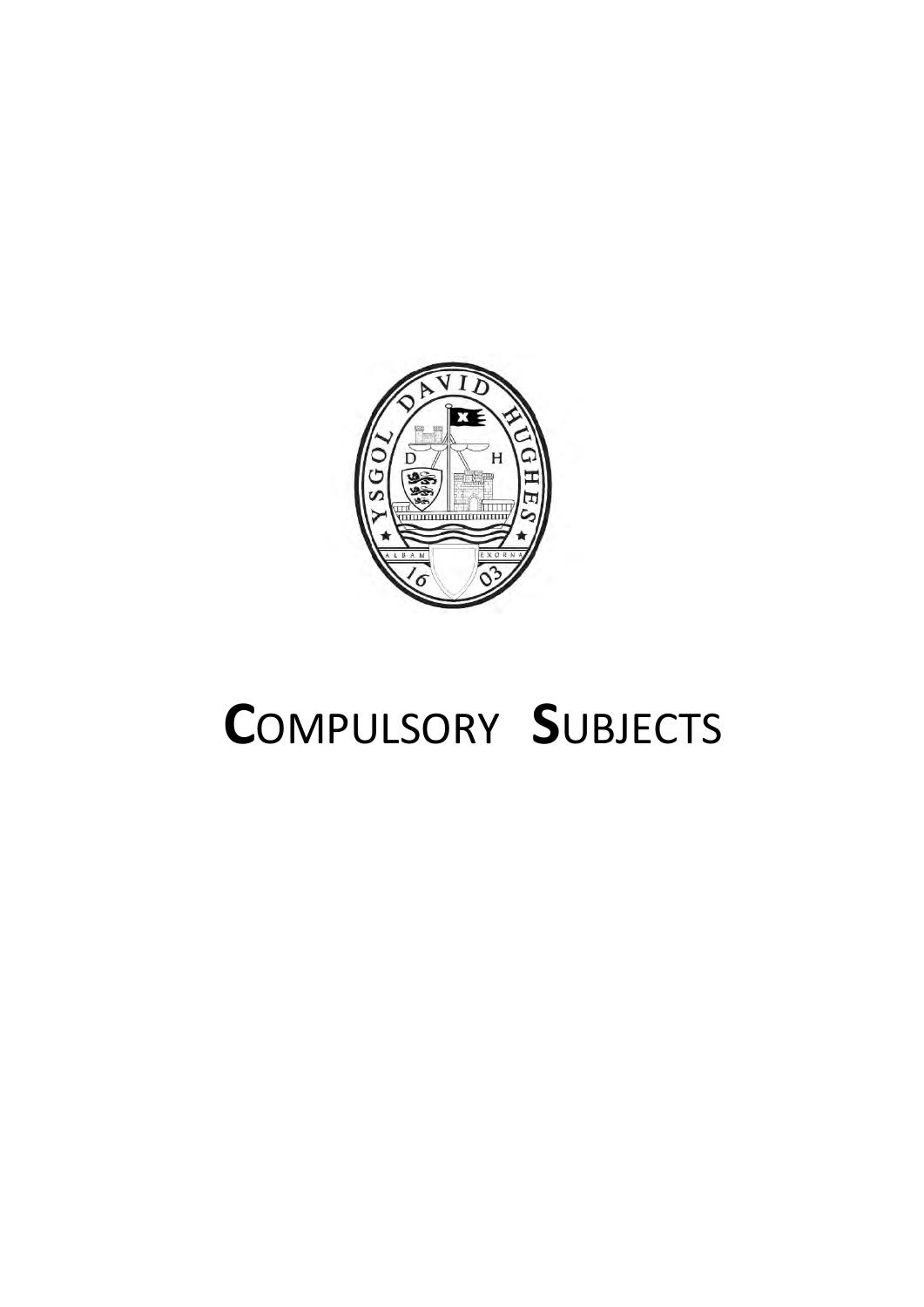# COMPULSORY SUBJECTS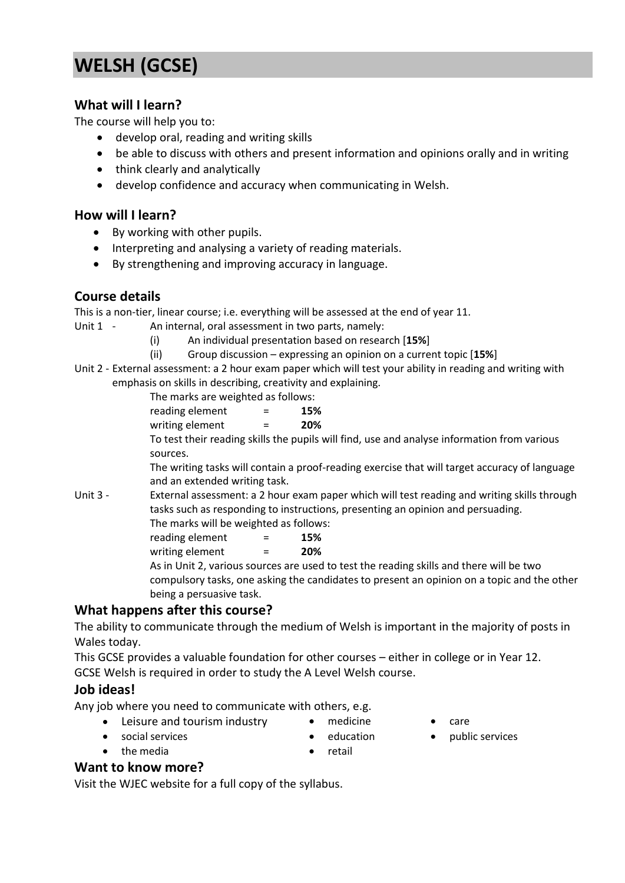# WELSH (GCSE)

## What will I learn?

The course will help you to:

- develop oral, reading and writing skills
- be able to discuss with others and present information and opinions orally and in writing
- think clearly and analytically
- develop confidence and accuracy when communicating in Welsh.

## How will I learn?

- By working with other pupils.
- Interpreting and analysing a variety of reading materials.
- By strengthening and improving accuracy in language.

## Course details

This is a non-tier, linear course; i.e. everything will be assessed at the end of year 11.

Unit 1 - An internal, oral assessment in two parts, namely:

- (i) An individual presentation based on research [**15%**]
- (ii) Group discussion – expressing an opinion on a current topic [**15%**]

Unit 2 - External assessment: a 2 hour exam paper which will test your ability in reading and writing with emphasis on skills in describing, creativity and explaining.

The marks are weighted as follows:

reading element = **15%**

writing element = **20%**

To test their reading skills the pupils will find, use and analyse information from various sources.

The writing tasks will contain a proof-reading exercise that will target accuracy of language and an extended writing task.

Unit 3 - External assessment: a 2 hour exam paper which will test reading and writing skills through tasks such as responding to instructions, presenting an opinion and persuading.

The marks will be weighted as follows:

reading element = **15%**

writing element = **20%**

As in Unit 2, various sources are used to test the reading skills and there will be two compulsory tasks, one asking the candidates to present an opinion on a topic and the other being a persuasive task.

## What happens after this course?

The ability to communicate through the medium of Welsh is important in the majority of posts in Wales today.

This GCSE provides a valuable foundation for other courses – either in college or in Year 12.

GCSE Welsh is required in order to study the A Level Welsh course.

## Job ideas!

Any job where you need to communicate with others, e.g.

- Leisure and tourism industry
- social services
- the media
- medicine
- education
- retail
- care
- public services

## Want to know more?

Visit the WJEC website for a full copy of the syllabus.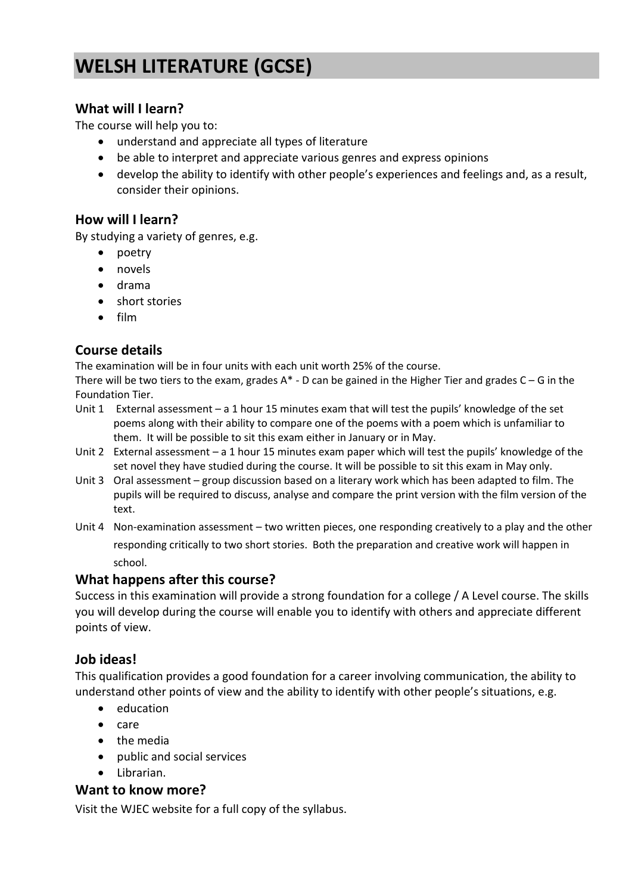# WELSH LITERATURE (GCSE)

## What will I learn?

The course will help you to:

- understand and appreciate all types of literature
- be able to interpret and appreciate various genres and express opinions
- develop the ability to identify with other people's experiences and feelings and, as a result, consider their opinions.

## How will I learn?

By studying a variety of genres, e.g.

- poetry
- novels
- drama
- short stories
- film

## Course details

The examination will be in four units with each unit worth 25% of the course.

There will be two tiers to the exam, grades A* - D can be gained in the Higher Tier and grades C – G in the Foundation Tier.

Unit 1 External assessment – a 1 hour 15 minutes exam that will test the pupils' knowledge of the set poems along with their ability to compare one of the poems with a poem which is unfamiliar to them. It will be possible to sit this exam either in January or in May.

Unit 2 External assessment – a 1 hour 15 minutes exam paper which will test the pupils' knowledge of the set novel they have studied during the course. It will be possible to sit this exam in May only.

Unit 3 Oral assessment – group discussion based on a literary work which has been adapted to film. The pupils will be required to discuss, analyse and compare the print version with the film version of the text.

Unit 4 Non-examination assessment – two written pieces, one responding creatively to a play and the other responding critically to two short stories. Both the preparation and creative work will happen in school.

## What happens after this course?

Success in this examination will provide a strong foundation for a college / A Level course. The skills you will develop during the course will enable you to identify with others and appreciate different points of view.

## Job ideas!

This qualification provides a good foundation for a career involving communication, the ability to understand other points of view and the ability to identify with other people's situations, e.g.

- education
- care
- the media
- public and social services
- Librarian.

## Want to know more?

Visit the WJEC website for a full copy of the syllabus.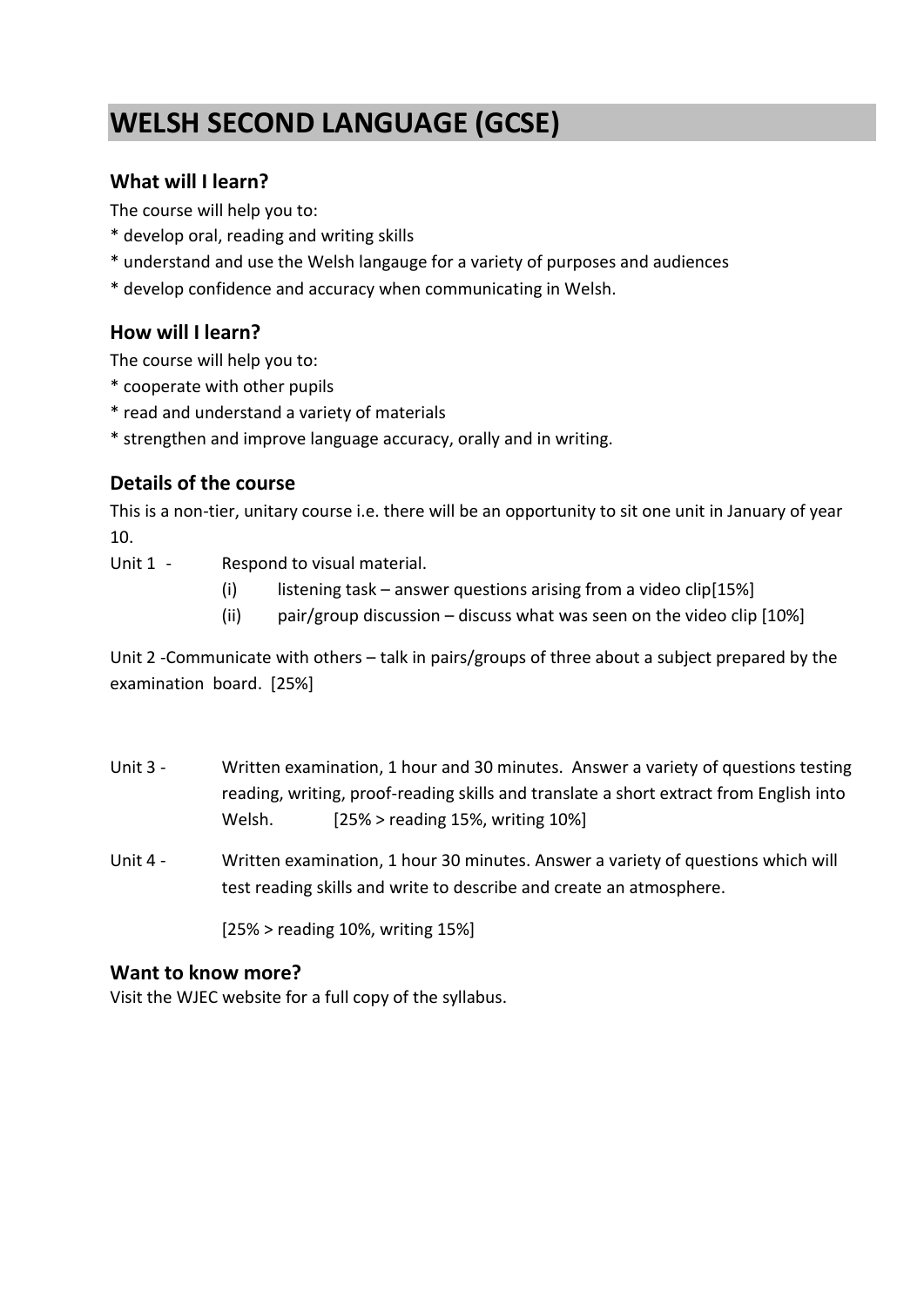# WELSH SECOND LANGUAGE (GCSE)

## What will I learn?

The course will help you to:

* develop oral, reading and writing skills
* understand and use the Welsh langauge for a variety of purposes and audiences
* develop confidence and accuracy when communicating in Welsh.

## How will I learn?

The course will help you to:

* cooperate with other pupils
* read and understand a variety of materials
* strengthen and improve language accuracy, orally and in writing.

## Details of the course

This is a non-tier, unitary course i.e. there will be an opportunity to sit one unit in January of year 10.

Unit 1 - Respond to visual material.

- (i) listening task – answer questions arising from a video clip[15%]
- (ii) pair/group discussion – discuss what was seen on the video clip [10%]

Unit 2 -Communicate with others – talk in pairs/groups of three about a subject prepared by the examination board. [25%]

Unit 3 - Written examination, 1 hour and 30 minutes. Answer a variety of questions testing reading, writing, proof-reading skills and translate a short extract from English into Welsh. [25% > reading 15%, writing 10%]

Unit 4 - Written examination, 1 hour 30 minutes. Answer a variety of questions which will test reading skills and write to describe and create an atmosphere.

[25% > reading 10%, writing 15%]

## Want to know more?

Visit the WJEC website for a full copy of the syllabus.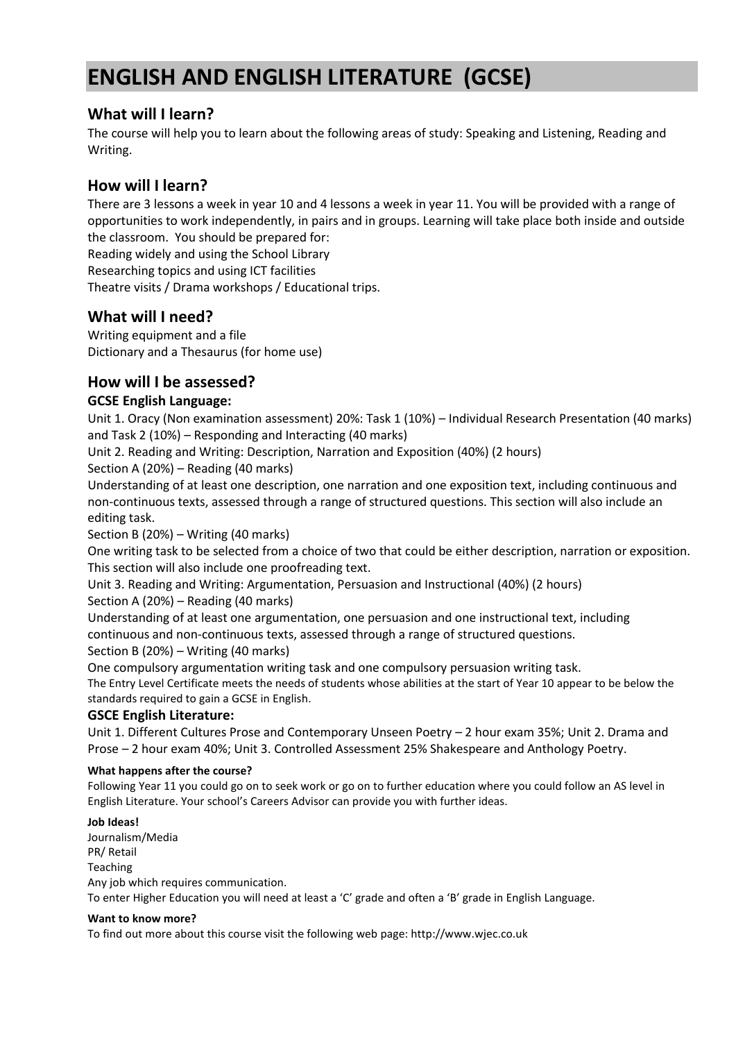# ENGLISH AND ENGLISH LITERATURE (GCSE)

## What will I learn?

The course will help you to learn about the following areas of study: Speaking and Listening, Reading and Writing.

## How will I learn?

There are 3 lessons a week in year 10 and 4 lessons a week in year 11. You will be provided with a range of opportunities to work independently, in pairs and in groups. Learning will take place both inside and outside the classroom. You should be prepared for:

Reading widely and using the School Library

Researching topics and using ICT facilities

Theatre visits / Drama workshops / Educational trips.

## What will I need?

Writing equipment and a file

Dictionary and a Thesaurus (for home use)

## How will I be assessed?

### GCSE English Language:

Unit 1. Oracy (Non examination assessment) 20%: Task 1 (10%) – Individual Research Presentation (40 marks) and Task 2 (10%) – Responding and Interacting (40 marks)

Unit 2. Reading and Writing: Description, Narration and Exposition (40%) (2 hours)

Section A (20%) – Reading (40 marks)

Understanding of at least one description, one narration and one exposition text, including continuous and non-continuous texts, assessed through a range of structured questions. This section will also include an editing task.

Section B (20%) – Writing (40 marks)

One writing task to be selected from a choice of two that could be either description, narration or exposition. This section will also include one proofreading text.

Unit 3. Reading and Writing: Argumentation, Persuasion and Instructional (40%) (2 hours)

Section A (20%) – Reading (40 marks)

Understanding of at least one argumentation, one persuasion and one instructional text, including continuous and non-continuous texts, assessed through a range of structured questions.

Section B (20%) – Writing (40 marks)

One compulsory argumentation writing task and one compulsory persuasion writing task.

The Entry Level Certificate meets the needs of students whose abilities at the start of Year 10 appear to be below the standards required to gain a GCSE in English.

### GSCE English Literature:

Unit 1. Different Cultures Prose and Contemporary Unseen Poetry – 2 hour exam 35%; Unit 2. Drama and Prose – 2 hour exam 40%; Unit 3. Controlled Assessment 25% Shakespeare and Anthology Poetry.

#### What happens after the course?

Following Year 11 you could go on to seek work or go on to further education where you could follow an AS level in English Literature. Your school's Careers Advisor can provide you with further ideas.

#### Job Ideas!

Journalism/Media

PR/ Retail

Teaching

Any job which requires communication.

To enter Higher Education you will need at least a 'C' grade and often a 'B' grade in English Language.

#### Want to know more?

To find out more about this course visit the following web page: http://www.wjec.co.uk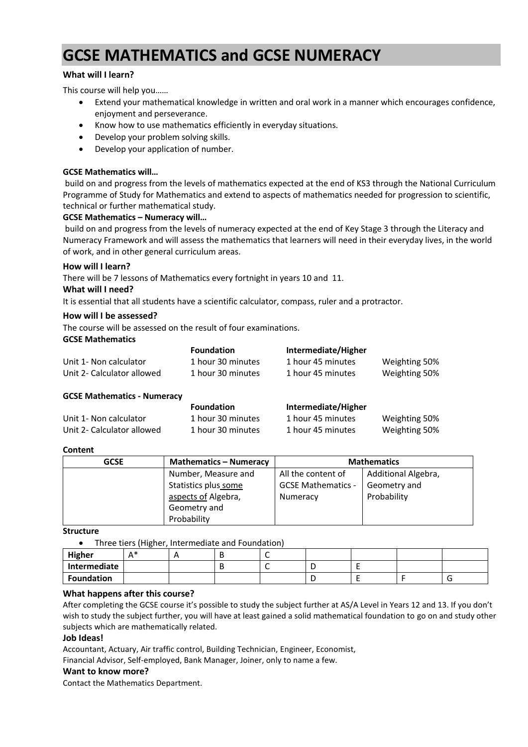# GCSE MATHEMATICS and GCSE NUMERACY

**What will I learn?**

This course will help you……

- Extend your mathematical knowledge in written and oral work in a manner which encourages confidence, enjoyment and perseverance.
- Know how to use mathematics efficiently in everyday situations.
- Develop your problem solving skills.
- Develop your application of number.

**GCSE Mathematics will…**

build on and progress from the levels of mathematics expected at the end of KS3 through the National Curriculum Programme of Study for Mathematics and extend to aspects of mathematics needed for progression to scientific, technical or further mathematical study.

**GCSE Mathematics – Numeracy will…**

build on and progress from the levels of numeracy expected at the end of Key Stage 3 through the Literacy and Numeracy Framework and will assess the mathematics that learners will need in their everyday lives, in the world of work, and in other general curriculum areas.

**How will I learn?**

There will be 7 lessons of Mathematics every fortnight in years 10 and 11.

**What will I need?**

It is essential that all students have a scientific calculator, compass, ruler and a protractor.

**How will I be assessed?**

The course will be assessed on the result of four examinations.

**GCSE Mathematics**

| | Foundation | Intermediate/Higher | |
|---|---|---|---|
| Unit 1- Non calculator | 1 hour 30 minutes | 1 hour 45 minutes | Weighting 50% |
| Unit 2- Calculator allowed | 1 hour 30 minutes | 1 hour 45 minutes | Weighting 50% |

**GCSE Mathematics - Numeracy**

| | Foundation | Intermediate/Higher | |
|---|---|---|---|
| Unit 1- Non calculator | 1 hour 30 minutes | 1 hour 45 minutes | Weighting 50% |
| Unit 2- Calculator allowed | 1 hour 30 minutes | 1 hour 45 minutes | Weighting 50% |

**Content**

| GCSE | Mathematics – Numeracy | Mathematics | |
|---|---|---|---|
| | Number, Measure and Statistics plus some aspects of Algebra, Geometry and Probability | All the content of GCSE Mathematics - Numeracy | Additional Algebra, Geometry and Probability |

**Structure**

- Three tiers (Higher, Intermediate and Foundation)

| Higher | A* | A | B | C | | | | |
|---|---|---|---|---|---|---|---|---|
| Intermediate | | | B | C | D | E | | |
| Foundation | | | | | D | E | F | G |

**What happens after this course?**

After completing the GCSE course it's possible to study the subject further at AS/A Level in Years 12 and 13. If you don't wish to study the subject further, you will have at least gained a solid mathematical foundation to go on and study other subjects which are mathematically related.

**Job Ideas!**

Accountant, Actuary, Air traffic control, Building Technician, Engineer, Economist, Financial Advisor, Self-employed, Bank Manager, Joiner, only to name a few.

**Want to know more?**

Contact the Mathematics Department.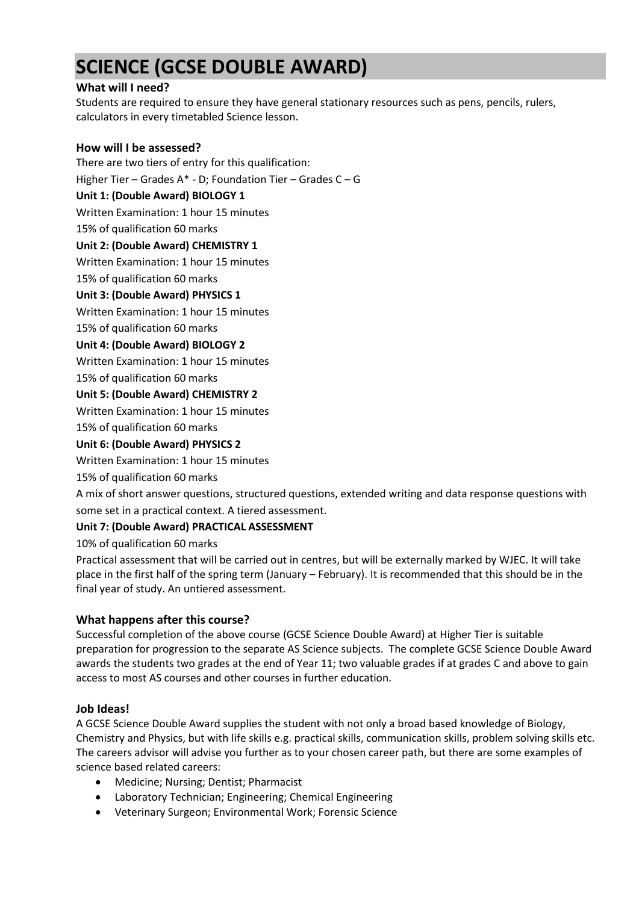# SCIENCE (GCSE DOUBLE AWARD)

### What will I need?

Students are required to ensure they have general stationary resources such as pens, pencils, rulers, calculators in every timetabled Science lesson.

### How will I be assessed?

There are two tiers of entry for this qualification:

Higher Tier – Grades A* - D; Foundation Tier – Grades C – G

**Unit 1: (Double Award) BIOLOGY 1**

Written Examination: 1 hour 15 minutes

15% of qualification 60 marks

**Unit 2: (Double Award) CHEMISTRY 1**

Written Examination: 1 hour 15 minutes

15% of qualification 60 marks

**Unit 3: (Double Award) PHYSICS 1**

Written Examination: 1 hour 15 minutes

15% of qualification 60 marks

**Unit 4: (Double Award) BIOLOGY 2**

Written Examination: 1 hour 15 minutes

15% of qualification 60 marks

**Unit 5: (Double Award) CHEMISTRY 2**

Written Examination: 1 hour 15 minutes

15% of qualification 60 marks

**Unit 6: (Double Award) PHYSICS 2**

Written Examination: 1 hour 15 minutes

15% of qualification 60 marks

A mix of short answer questions, structured questions, extended writing and data response questions with some set in a practical context. A tiered assessment.

**Unit 7: (Double Award) PRACTICAL ASSESSMENT**

10% of qualification 60 marks

Practical assessment that will be carried out in centres, but will be externally marked by WJEC. It will take place in the first half of the spring term (January – February). It is recommended that this should be in the final year of study. An untiered assessment.

### What happens after this course?

Successful completion of the above course (GCSE Science Double Award) at Higher Tier is suitable preparation for progression to the separate AS Science subjects. The complete GCSE Science Double Award awards the students two grades at the end of Year 11; two valuable grades if at grades C and above to gain access to most AS courses and other courses in further education.

### Job Ideas!

A GCSE Science Double Award supplies the student with not only a broad based knowledge of Biology, Chemistry and Physics, but with life skills e.g. practical skills, communication skills, problem solving skills etc. The careers advisor will advise you further as to your chosen career path, but there are some examples of science based related careers:

- Medicine; Nursing; Dentist; Pharmacist
- Laboratory Technician; Engineering; Chemical Engineering
- Veterinary Surgeon; Environmental Work; Forensic Science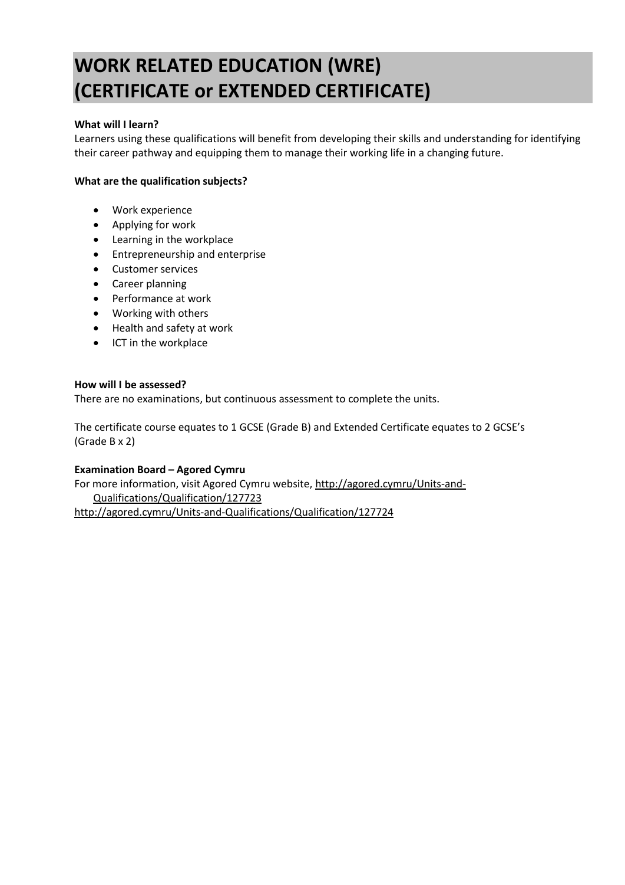# WORK RELATED EDUCATION (WRE) (CERTIFICATE or EXTENDED CERTIFICATE)

**What will I learn?**

Learners using these qualifications will benefit from developing their skills and understanding for identifying their career pathway and equipping them to manage their working life in a changing future.

**What are the qualification subjects?**

- Work experience
- Applying for work
- Learning in the workplace
- Entrepreneurship and enterprise
- Customer services
- Career planning
- Performance at work
- Working with others
- Health and safety at work
- ICT in the workplace

**How will I be assessed?**

There are no examinations, but continuous assessment to complete the units.

The certificate course equates to 1 GCSE (Grade B) and Extended Certificate equates to 2 GCSE's (Grade B x 2)

**Examination Board – Agored Cymru**

For more information, visit Agored Cymru website, http://agored.cymru/Units-and-Qualifications/Qualification/127723
http://agored.cymru/Units-and-Qualifications/Qualification/127724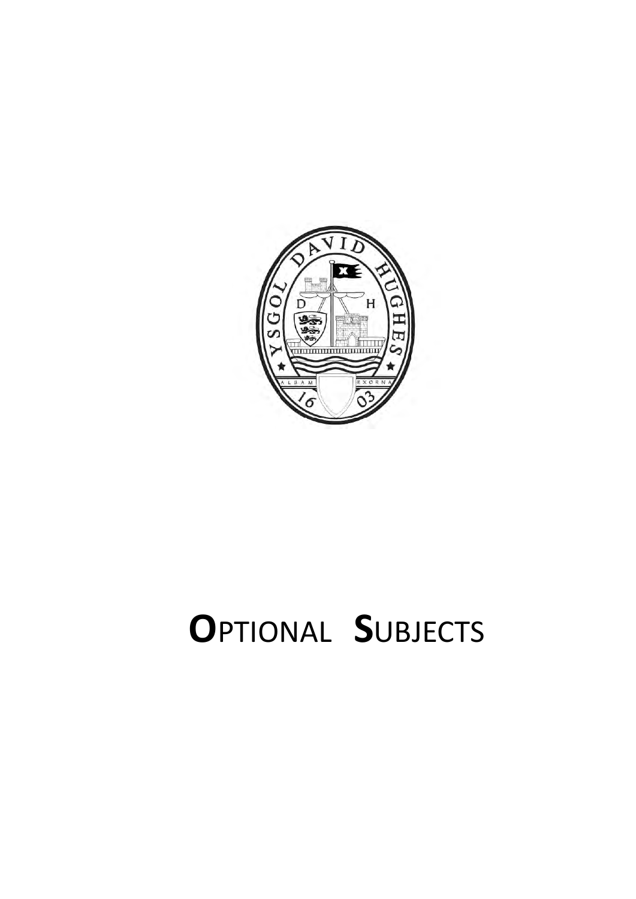# OPTIONAL SUBJECTS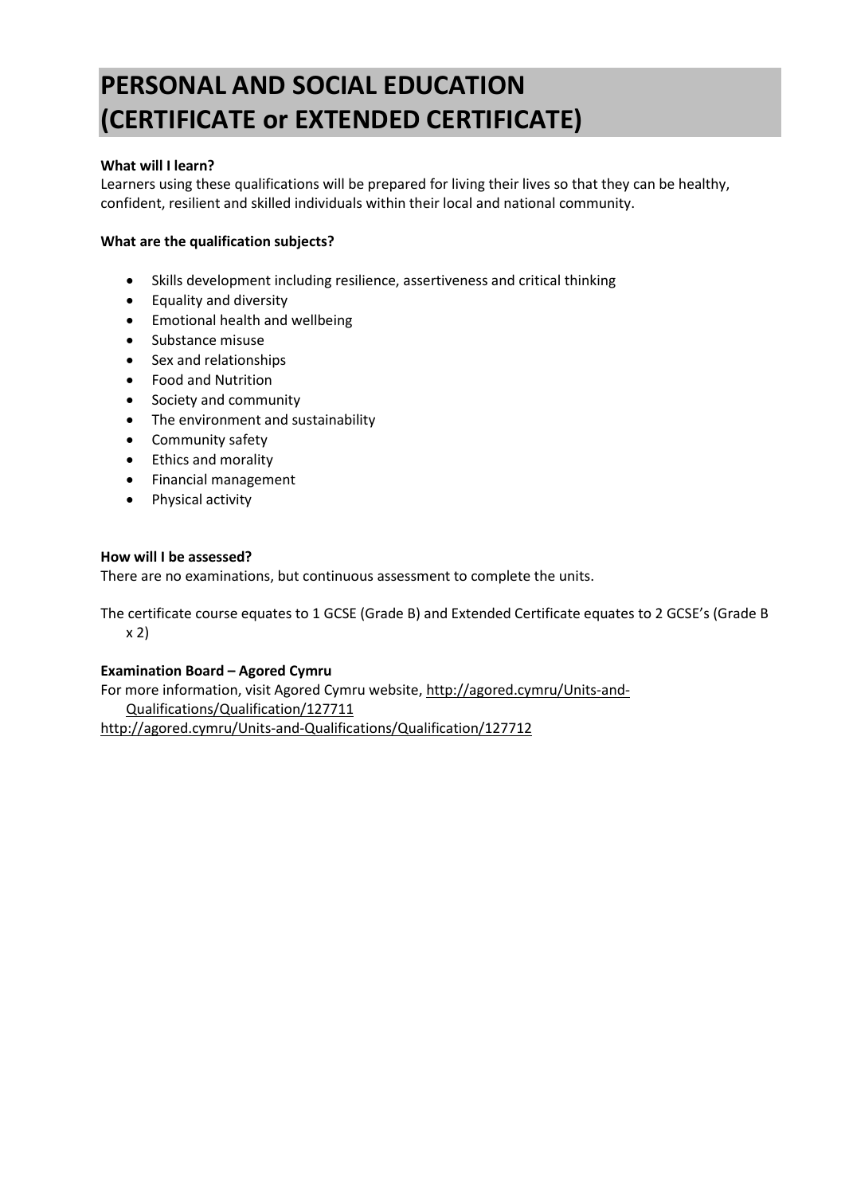# PERSONAL AND SOCIAL EDUCATION (CERTIFICATE or EXTENDED CERTIFICATE)

**What will I learn?**

Learners using these qualifications will be prepared for living their lives so that they can be healthy, confident, resilient and skilled individuals within their local and national community.

**What are the qualification subjects?**

- Skills development including resilience, assertiveness and critical thinking
- Equality and diversity
- Emotional health and wellbeing
- Substance misuse
- Sex and relationships
- Food and Nutrition
- Society and community
- The environment and sustainability
- Community safety
- Ethics and morality
- Financial management
- Physical activity

**How will I be assessed?**

There are no examinations, but continuous assessment to complete the units.

The certificate course equates to 1 GCSE (Grade B) and Extended Certificate equates to 2 GCSE's (Grade B x 2)

**Examination Board – Agored Cymru**

For more information, visit Agored Cymru website, http://agored.cymru/Units-and-Qualifications/Qualification/127711

http://agored.cymru/Units-and-Qualifications/Qualification/127712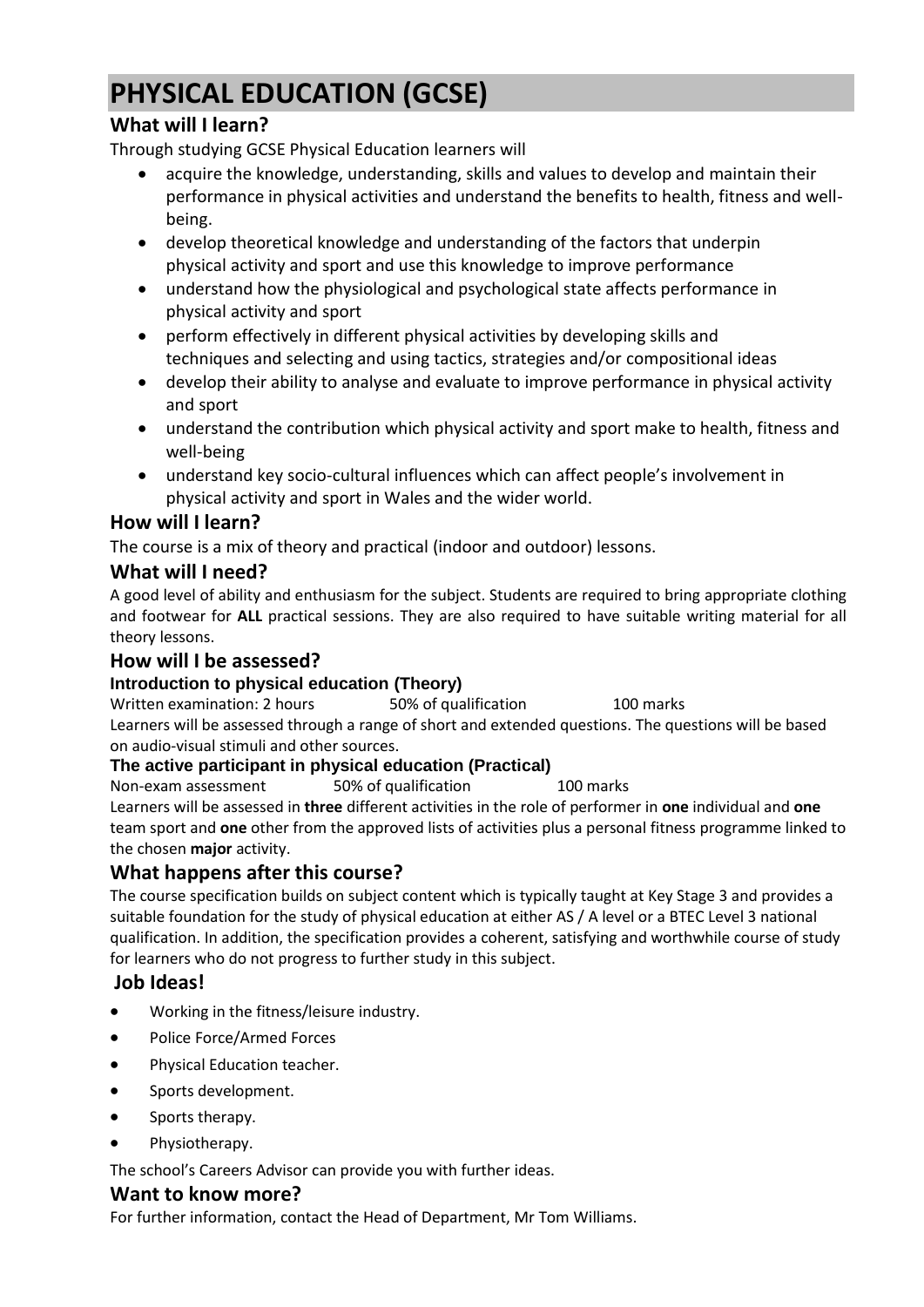# PHYSICAL EDUCATION (GCSE)

## What will I learn?

Through studying GCSE Physical Education learners will

- acquire the knowledge, understanding, skills and values to develop and maintain their performance in physical activities and understand the benefits to health, fitness and well-being.
- develop theoretical knowledge and understanding of the factors that underpin physical activity and sport and use this knowledge to improve performance
- understand how the physiological and psychological state affects performance in physical activity and sport
- perform effectively in different physical activities by developing skills and techniques and selecting and using tactics, strategies and/or compositional ideas
- develop their ability to analyse and evaluate to improve performance in physical activity and sport
- understand the contribution which physical activity and sport make to health, fitness and well-being
- understand key socio-cultural influences which can affect people's involvement in physical activity and sport in Wales and the wider world.

## How will I learn?

The course is a mix of theory and practical (indoor and outdoor) lessons.

## What will I need?

A good level of ability and enthusiasm for the subject. Students are required to bring appropriate clothing and footwear for **ALL** practical sessions. They are also required to have suitable writing material for all theory lessons.

## How will I be assessed?

### Introduction to physical education (Theory)

Written examination: 2 hours 50% of qualification 100 marks

Learners will be assessed through a range of short and extended questions. The questions will be based on audio-visual stimuli and other sources.

### The active participant in physical education (Practical)

Non-exam assessment 50% of qualification 100 marks

Learners will be assessed in **three** different activities in the role of performer in **one** individual and **one** team sport and **one** other from the approved lists of activities plus a personal fitness programme linked to the chosen **major** activity.

## What happens after this course?

The course specification builds on subject content which is typically taught at Key Stage 3 and provides a suitable foundation for the study of physical education at either AS / A level or a BTEC Level 3 national qualification. In addition, the specification provides a coherent, satisfying and worthwhile course of study for learners who do not progress to further study in this subject.

## Job Ideas!

- Working in the fitness/leisure industry.
- Police Force/Armed Forces
- Physical Education teacher.
- Sports development.
- Sports therapy.
- Physiotherapy.

The school's Careers Advisor can provide you with further ideas.

## Want to know more?

For further information, contact the Head of Department, Mr Tom Williams.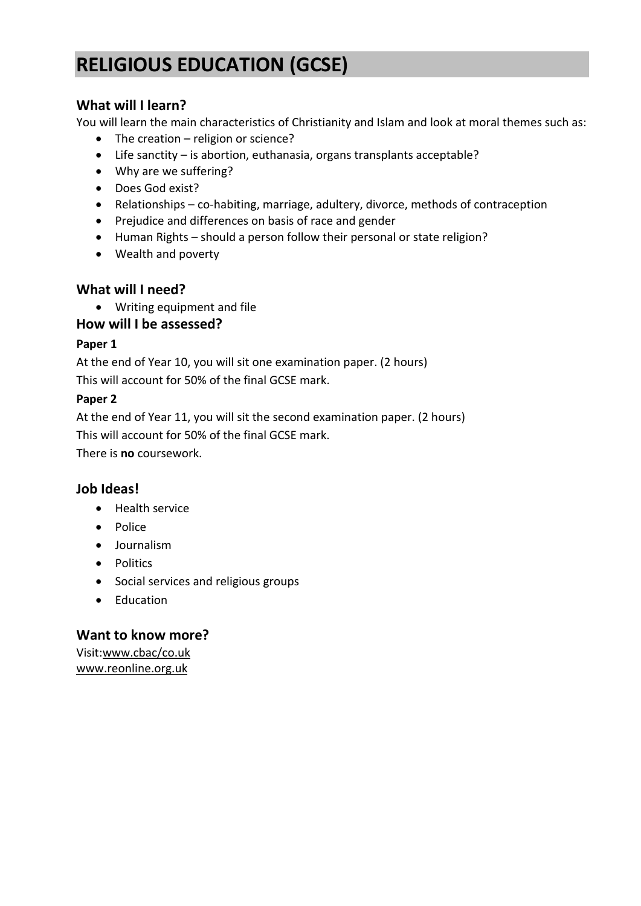# RELIGIOUS EDUCATION (GCSE)

## What will I learn?

You will learn the main characteristics of Christianity and Islam and look at moral themes such as:

- The creation – religion or science?
- Life sanctity – is abortion, euthanasia, organs transplants acceptable?
- Why are we suffering?
- Does God exist?
- Relationships – co-habiting, marriage, adultery, divorce, methods of contraception
- Prejudice and differences on basis of race and gender
- Human Rights – should a person follow their personal or state religion?
- Wealth and poverty

## What will I need?

- Writing equipment and file

## How will I be assessed?

**Paper 1**

At the end of Year 10, you will sit one examination paper. (2 hours)

This will account for 50% of the final GCSE mark.

**Paper 2**

At the end of Year 11, you will sit the second examination paper. (2 hours)

This will account for 50% of the final GCSE mark.

There is **no** coursework.

## Job Ideas!

- Health service
- Police
- Journalism
- Politics
- Social services and religious groups
- Education

## Want to know more?

Visit:www.cbac/co.uk
www.reonline.org.uk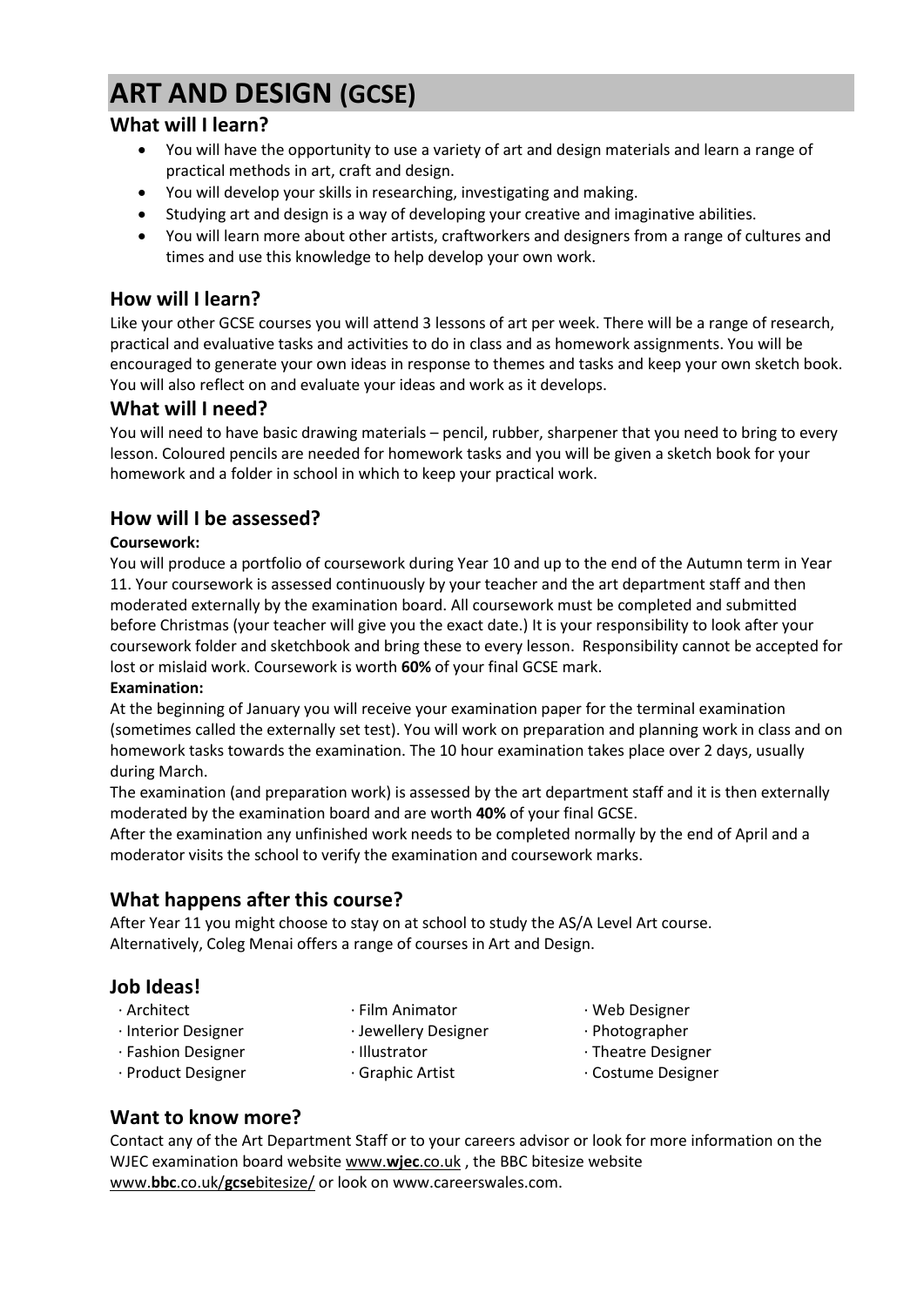# ART AND DESIGN (GCSE)

## What will I learn?

- You will have the opportunity to use a variety of art and design materials and learn a range of practical methods in art, craft and design.
- You will develop your skills in researching, investigating and making.
- Studying art and design is a way of developing your creative and imaginative abilities.
- You will learn more about other artists, craftworkers and designers from a range of cultures and times and use this knowledge to help develop your own work.

## How will I learn?

Like your other GCSE courses you will attend 3 lessons of art per week. There will be a range of research, practical and evaluative tasks and activities to do in class and as homework assignments. You will be encouraged to generate your own ideas in response to themes and tasks and keep your own sketch book. You will also reflect on and evaluate your ideas and work as it develops.

## What will I need?

You will need to have basic drawing materials – pencil, rubber, sharpener that you need to bring to every lesson. Coloured pencils are needed for homework tasks and you will be given a sketch book for your homework and a folder in school in which to keep your practical work.

## How will I be assessed?

**Coursework:**

You will produce a portfolio of coursework during Year 10 and up to the end of the Autumn term in Year 11. Your coursework is assessed continuously by your teacher and the art department staff and then moderated externally by the examination board. All coursework must be completed and submitted before Christmas (your teacher will give you the exact date.) It is your responsibility to look after your coursework folder and sketchbook and bring these to every lesson. Responsibility cannot be accepted for lost or mislaid work. Coursework is worth **60%** of your final GCSE mark.

**Examination:**

At the beginning of January you will receive your examination paper for the terminal examination (sometimes called the externally set test). You will work on preparation and planning work in class and on homework tasks towards the examination. The 10 hour examination takes place over 2 days, usually during March.

The examination (and preparation work) is assessed by the art department staff and it is then externally moderated by the examination board and are worth **40%** of your final GCSE.

After the examination any unfinished work needs to be completed normally by the end of April and a moderator visits the school to verify the examination and coursework marks.

## What happens after this course?

After Year 11 you might choose to stay on at school to study the AS/A Level Art course.
Alternatively, Coleg Menai offers a range of courses in Art and Design.

## Job Ideas!

- Architect
- Interior Designer
- Fashion Designer
- Product Designer
- Film Animator
- Jewellery Designer
- Illustrator
- Graphic Artist
- Web Designer
- Photographer
- Theatre Designer
- Costume Designer

## Want to know more?

Contact any of the Art Department Staff or to your careers advisor or look for more information on the WJEC examination board website www.**wjec**.co.uk , the BBC bitesize website www.**bbc**.co.uk/**gcse**bitesize/ or look on www.careerswales.com.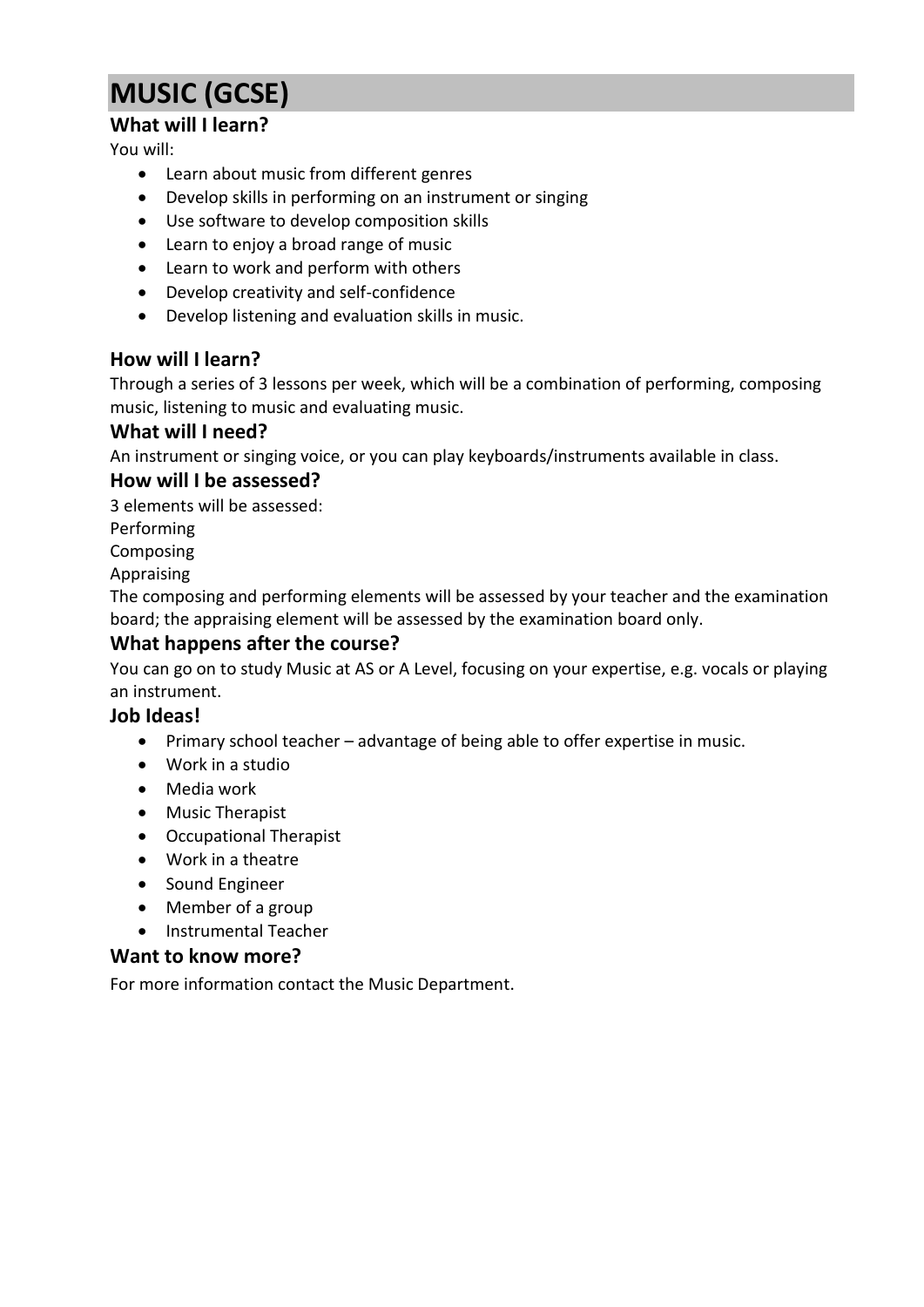# MUSIC (GCSE)

## What will I learn?

You will:

- Learn about music from different genres
- Develop skills in performing on an instrument or singing
- Use software to develop composition skills
- Learn to enjoy a broad range of music
- Learn to work and perform with others
- Develop creativity and self-confidence
- Develop listening and evaluation skills in music.

## How will I learn?

Through a series of 3 lessons per week, which will be a combination of performing, composing music, listening to music and evaluating music.

## What will I need?

An instrument or singing voice, or you can play keyboards/instruments available in class.

## How will I be assessed?

3 elements will be assessed:

Performing

Composing

Appraising

The composing and performing elements will be assessed by your teacher and the examination board; the appraising element will be assessed by the examination board only.

## What happens after the course?

You can go on to study Music at AS or A Level, focusing on your expertise, e.g. vocals or playing an instrument.

## Job Ideas!

- Primary school teacher – advantage of being able to offer expertise in music.
- Work in a studio
- Media work
- Music Therapist
- Occupational Therapist
- Work in a theatre
- Sound Engineer
- Member of a group
- Instrumental Teacher

## Want to know more?

For more information contact the Music Department.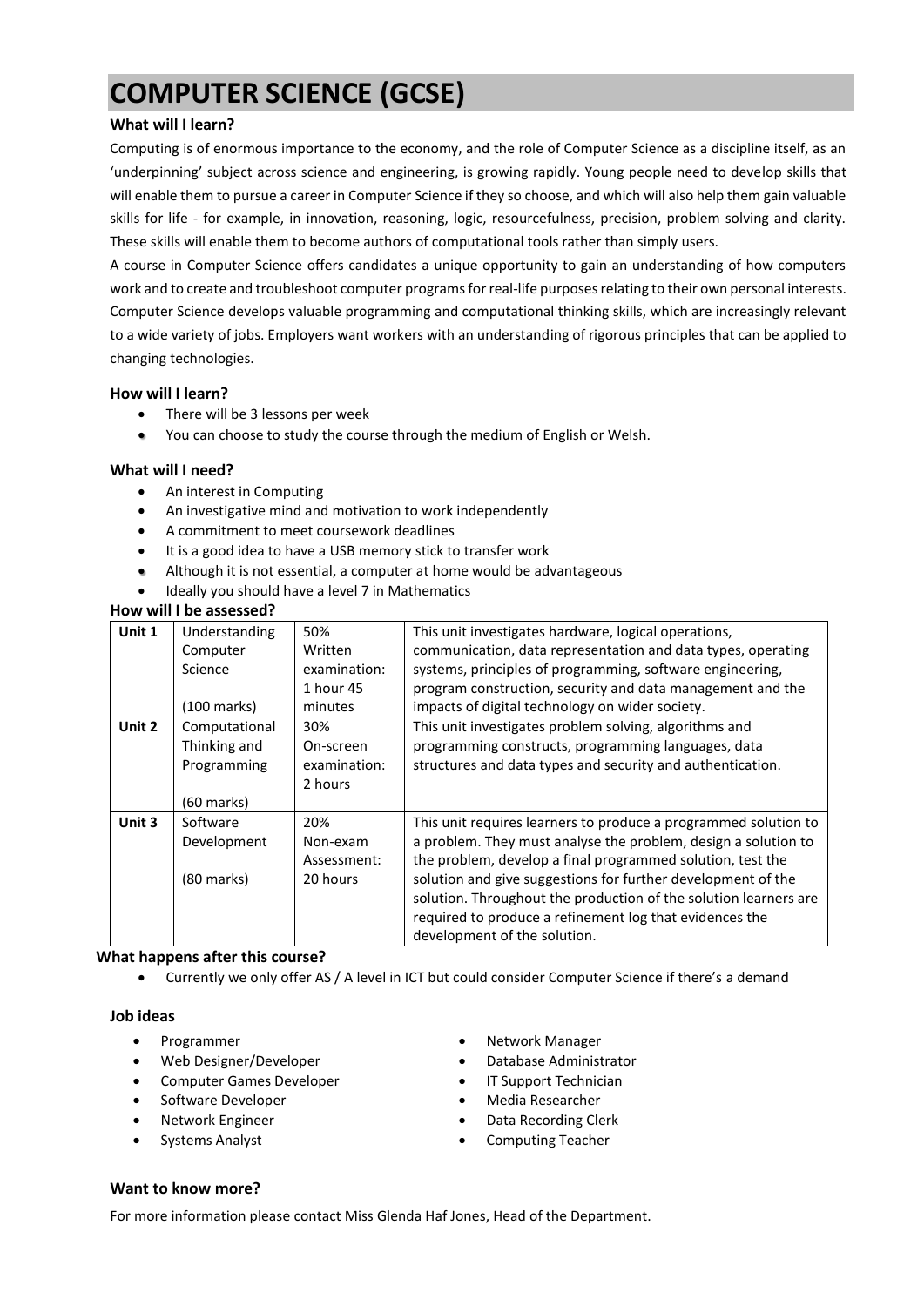# COMPUTER SCIENCE (GCSE)

### What will I learn?

Computing is of enormous importance to the economy, and the role of Computer Science as a discipline itself, as an 'underpinning' subject across science and engineering, is growing rapidly. Young people need to develop skills that will enable them to pursue a career in Computer Science if they so choose, and which will also help them gain valuable skills for life - for example, in innovation, reasoning, logic, resourcefulness, precision, problem solving and clarity. These skills will enable them to become authors of computational tools rather than simply users.

A course in Computer Science offers candidates a unique opportunity to gain an understanding of how computers work and to create and troubleshoot computer programs for real-life purposes relating to their own personal interests. Computer Science develops valuable programming and computational thinking skills, which are increasingly relevant to a wide variety of jobs. Employers want workers with an understanding of rigorous principles that can be applied to changing technologies.

### How will I learn?

- There will be 3 lessons per week
- You can choose to study the course through the medium of English or Welsh.

### What will I need?

- An interest in Computing
- An investigative mind and motivation to work independently
- A commitment to meet coursework deadlines
- It is a good idea to have a USB memory stick to transfer work
- Although it is not essential, a computer at home would be advantageous
- Ideally you should have a level 7 in Mathematics

### How will I be assessed?

| Unit | Title | Assessment | Content |
|---|---|---|---|
| **Unit 1** | Understanding Computer Science (100 marks) | 50% Written examination: 1 hour 45 minutes | This unit investigates hardware, logical operations, communication, data representation and data types, operating systems, principles of programming, software engineering, program construction, security and data management and the impacts of digital technology on wider society. |
| **Unit 2** | Computational Thinking and Programming (60 marks) | 30% On-screen examination: 2 hours | This unit investigates problem solving, algorithms and programming constructs, programming languages, data structures and data types and security and authentication. |
| **Unit 3** | Software Development (80 marks) | 20% Non-exam Assessment: 20 hours | This unit requires learners to produce a programmed solution to a problem. They must analyse the problem, design a solution to the problem, develop a final programmed solution, test the solution and give suggestions for further development of the solution. Throughout the production of the solution learners are required to produce a refinement log that evidences the development of the solution. |

### What happens after this course?

- Currently we only offer AS / A level in ICT but could consider Computer Science if there's a demand

### Job ideas

- Programmer
- Web Designer/Developer
- Computer Games Developer
- Software Developer
- Network Engineer
- Systems Analyst
- Network Manager
- Database Administrator
- IT Support Technician
- Media Researcher
- Data Recording Clerk
- Computing Teacher

### Want to know more?

For more information please contact Miss Glenda Haf Jones, Head of the Department.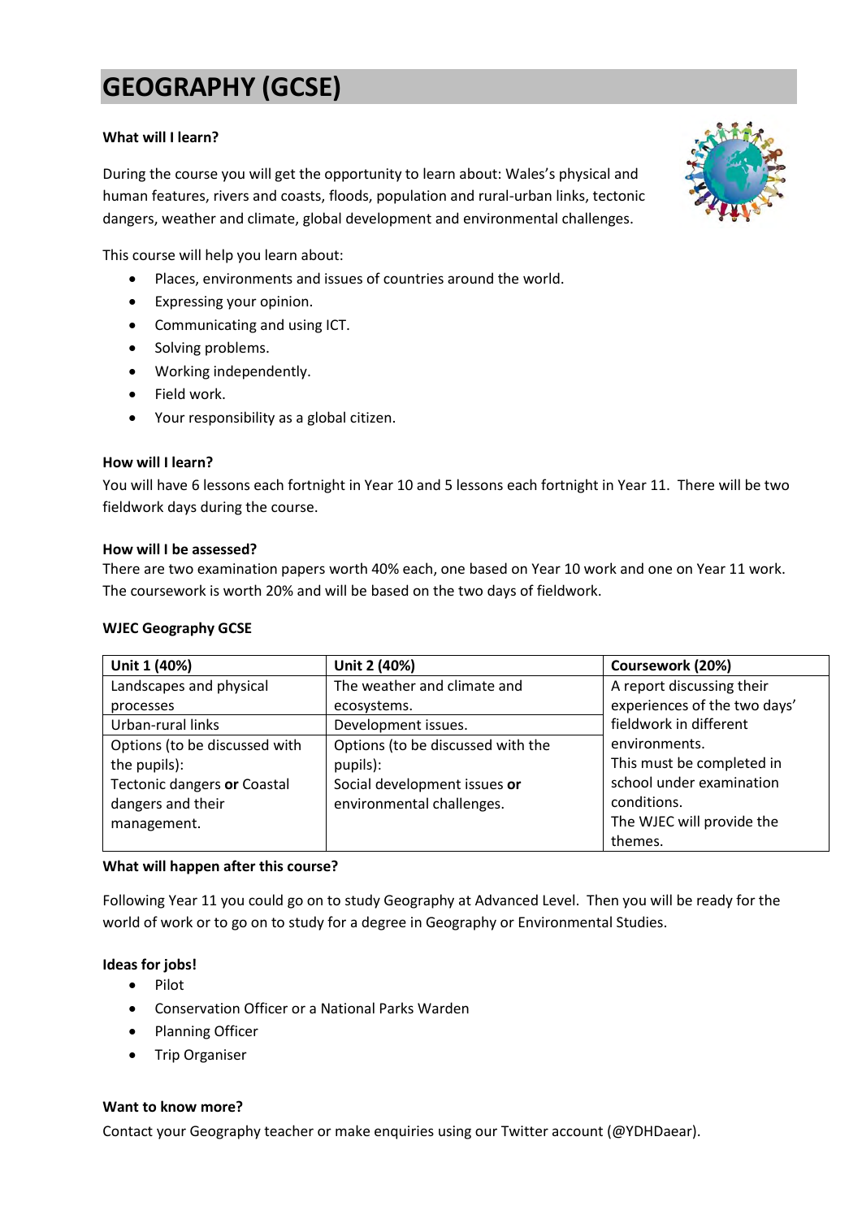# GEOGRAPHY (GCSE)

**What will I learn?**

During the course you will get the opportunity to learn about: Wales's physical and human features, rivers and coasts, floods, population and rural-urban links, tectonic dangers, weather and climate, global development and environmental challenges.

This course will help you learn about:

- Places, environments and issues of countries around the world.
- Expressing your opinion.
- Communicating and using ICT.
- Solving problems.
- Working independently.
- Field work.
- Your responsibility as a global citizen.

**How will I learn?**

You will have 6 lessons each fortnight in Year 10 and 5 lessons each fortnight in Year 11. There will be two fieldwork days during the course.

**How will I be assessed?**

There are two examination papers worth 40% each, one based on Year 10 work and one on Year 11 work. The coursework is worth 20% and will be based on the two days of fieldwork.

**WJEC Geography GCSE**

| Unit 1 (40%) | Unit 2 (40%) | Coursework (20%) |
|---|---|---|
| Landscapes and physical processes | The weather and climate and ecosystems. | A report discussing their experiences of the two days' fieldwork in different environments. This must be completed in school under examination conditions. The WJEC will provide the themes. |
| Urban-rural links | Development issues. | |
| Options (to be discussed with the pupils): Tectonic dangers **or** Coastal dangers and their management. | Options (to be discussed with the pupils): Social development issues **or** environmental challenges. | |

**What will happen after this course?**

Following Year 11 you could go on to study Geography at Advanced Level. Then you will be ready for the world of work or to go on to study for a degree in Geography or Environmental Studies.

**Ideas for jobs!**

- Pilot
- Conservation Officer or a National Parks Warden
- Planning Officer
- Trip Organiser

**Want to know more?**

Contact your Geography teacher or make enquiries using our Twitter account (@YDHDaear).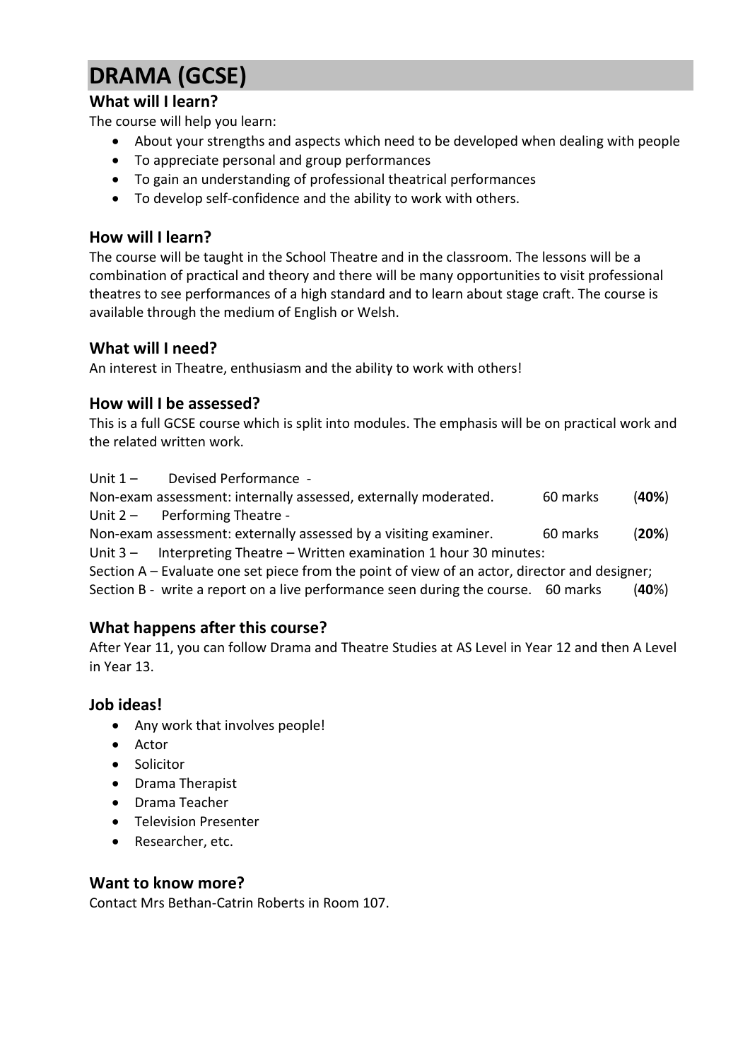# DRAMA (GCSE)

## What will I learn?

The course will help you learn:

- About your strengths and aspects which need to be developed when dealing with people
- To appreciate personal and group performances
- To gain an understanding of professional theatrical performances
- To develop self-confidence and the ability to work with others.

## How will I learn?

The course will be taught in the School Theatre and in the classroom. The lessons will be a combination of practical and theory and there will be many opportunities to visit professional theatres to see performances of a high standard and to learn about stage craft. The course is available through the medium of English or Welsh.

## What will I need?

An interest in Theatre, enthusiasm and the ability to work with others!

## How will I be assessed?

This is a full GCSE course which is split into modules. The emphasis will be on practical work and the related written work.

Unit 1 – Devised Performance -
Non-exam assessment: internally assessed, externally moderated. 60 marks (**40%**)

Unit 2 – Performing Theatre -
Non-exam assessment: externally assessed by a visiting examiner. 60 marks (**20%**)

Unit 3 – Interpreting Theatre – Written examination 1 hour 30 minutes:
Section A – Evaluate one set piece from the point of view of an actor, director and designer;
Section B - write a report on a live performance seen during the course. 60 marks (**40**%)

## What happens after this course?

After Year 11, you can follow Drama and Theatre Studies at AS Level in Year 12 and then A Level in Year 13.

## Job ideas!

- Any work that involves people!
- Actor
- Solicitor
- Drama Therapist
- Drama Teacher
- Television Presenter
- Researcher, etc.

## Want to know more?

Contact Mrs Bethan-Catrin Roberts in Room 107.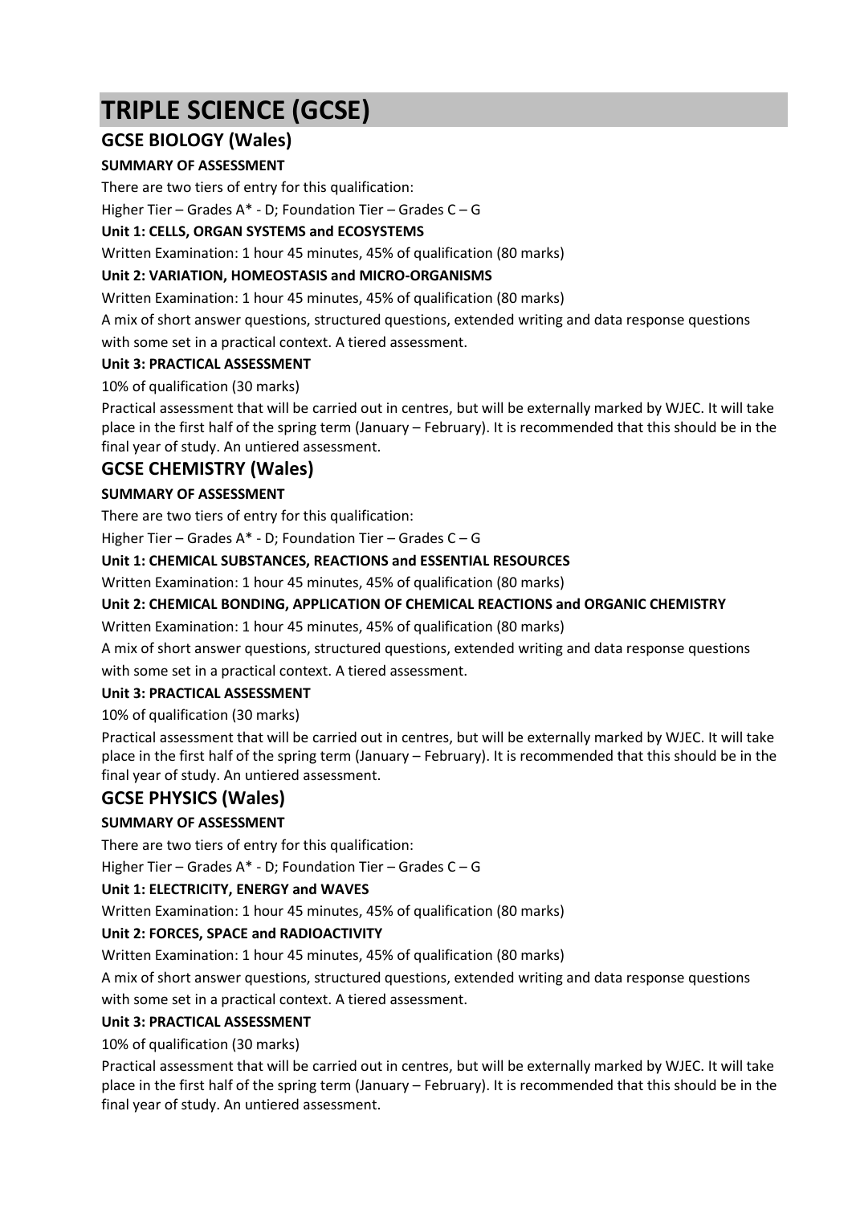# TRIPLE SCIENCE (GCSE)

## GCSE BIOLOGY (Wales)

**SUMMARY OF ASSESSMENT**

There are two tiers of entry for this qualification:

Higher Tier – Grades A* - D; Foundation Tier – Grades C – G

**Unit 1: CELLS, ORGAN SYSTEMS and ECOSYSTEMS**

Written Examination: 1 hour 45 minutes, 45% of qualification (80 marks)

**Unit 2: VARIATION, HOMEOSTASIS and MICRO-ORGANISMS**

Written Examination: 1 hour 45 minutes, 45% of qualification (80 marks)

A mix of short answer questions, structured questions, extended writing and data response questions with some set in a practical context. A tiered assessment.

**Unit 3: PRACTICAL ASSESSMENT**

10% of qualification (30 marks)

Practical assessment that will be carried out in centres, but will be externally marked by WJEC. It will take place in the first half of the spring term (January – February). It is recommended that this should be in the final year of study. An untiered assessment.

## GCSE CHEMISTRY (Wales)

**SUMMARY OF ASSESSMENT**

There are two tiers of entry for this qualification:

Higher Tier – Grades A* - D; Foundation Tier – Grades C – G

**Unit 1: CHEMICAL SUBSTANCES, REACTIONS and ESSENTIAL RESOURCES**

Written Examination: 1 hour 45 minutes, 45% of qualification (80 marks)

**Unit 2: CHEMICAL BONDING, APPLICATION OF CHEMICAL REACTIONS and ORGANIC CHEMISTRY**

Written Examination: 1 hour 45 minutes, 45% of qualification (80 marks)

A mix of short answer questions, structured questions, extended writing and data response questions with some set in a practical context. A tiered assessment.

**Unit 3: PRACTICAL ASSESSMENT**

10% of qualification (30 marks)

Practical assessment that will be carried out in centres, but will be externally marked by WJEC. It will take place in the first half of the spring term (January – February). It is recommended that this should be in the final year of study. An untiered assessment.

## GCSE PHYSICS (Wales)

**SUMMARY OF ASSESSMENT**

There are two tiers of entry for this qualification:

Higher Tier – Grades A* - D; Foundation Tier – Grades C – G

**Unit 1: ELECTRICITY, ENERGY and WAVES**

Written Examination: 1 hour 45 minutes, 45% of qualification (80 marks)

**Unit 2: FORCES, SPACE and RADIOACTIVITY**

Written Examination: 1 hour 45 minutes, 45% of qualification (80 marks)

A mix of short answer questions, structured questions, extended writing and data response questions with some set in a practical context. A tiered assessment.

**Unit 3: PRACTICAL ASSESSMENT**

10% of qualification (30 marks)

Practical assessment that will be carried out in centres, but will be externally marked by WJEC. It will take place in the first half of the spring term (January – February). It is recommended that this should be in the final year of study. An untiered assessment.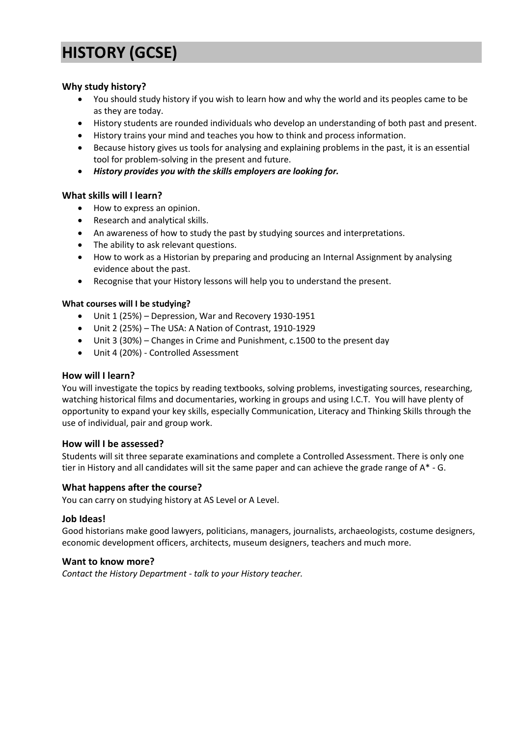# HISTORY (GCSE)

### Why study history?

- You should study history if you wish to learn how and why the world and its peoples came to be as they are today.
- History students are rounded individuals who develop an understanding of both past and present.
- History trains your mind and teaches you how to think and process information.
- Because history gives us tools for analysing and explaining problems in the past, it is an essential tool for problem-solving in the present and future.
- ***History provides you with the skills employers are looking for.***

### What skills will I learn?

- How to express an opinion.
- Research and analytical skills.
- An awareness of how to study the past by studying sources and interpretations.
- The ability to ask relevant questions.
- How to work as a Historian by preparing and producing an Internal Assignment by analysing evidence about the past.
- Recognise that your History lessons will help you to understand the present.

#### What courses will I be studying?

- Unit 1 (25%) – Depression, War and Recovery 1930-1951
- Unit 2 (25%) – The USA: A Nation of Contrast, 1910-1929
- Unit 3 (30%) – Changes in Crime and Punishment, c.1500 to the present day
- Unit 4 (20%) - Controlled Assessment

### How will I learn?

You will investigate the topics by reading textbooks, solving problems, investigating sources, researching, watching historical films and documentaries, working in groups and using I.C.T. You will have plenty of opportunity to expand your key skills, especially Communication, Literacy and Thinking Skills through the use of individual, pair and group work.

### How will I be assessed?

Students will sit three separate examinations and complete a Controlled Assessment. There is only one tier in History and all candidates will sit the same paper and can achieve the grade range of A* - G.

### What happens after the course?

You can carry on studying history at AS Level or A Level.

### Job Ideas!

Good historians make good lawyers, politicians, managers, journalists, archaeologists, costume designers, economic development officers, architects, museum designers, teachers and much more.

### Want to know more?

*Contact the History Department - talk to your History teacher.*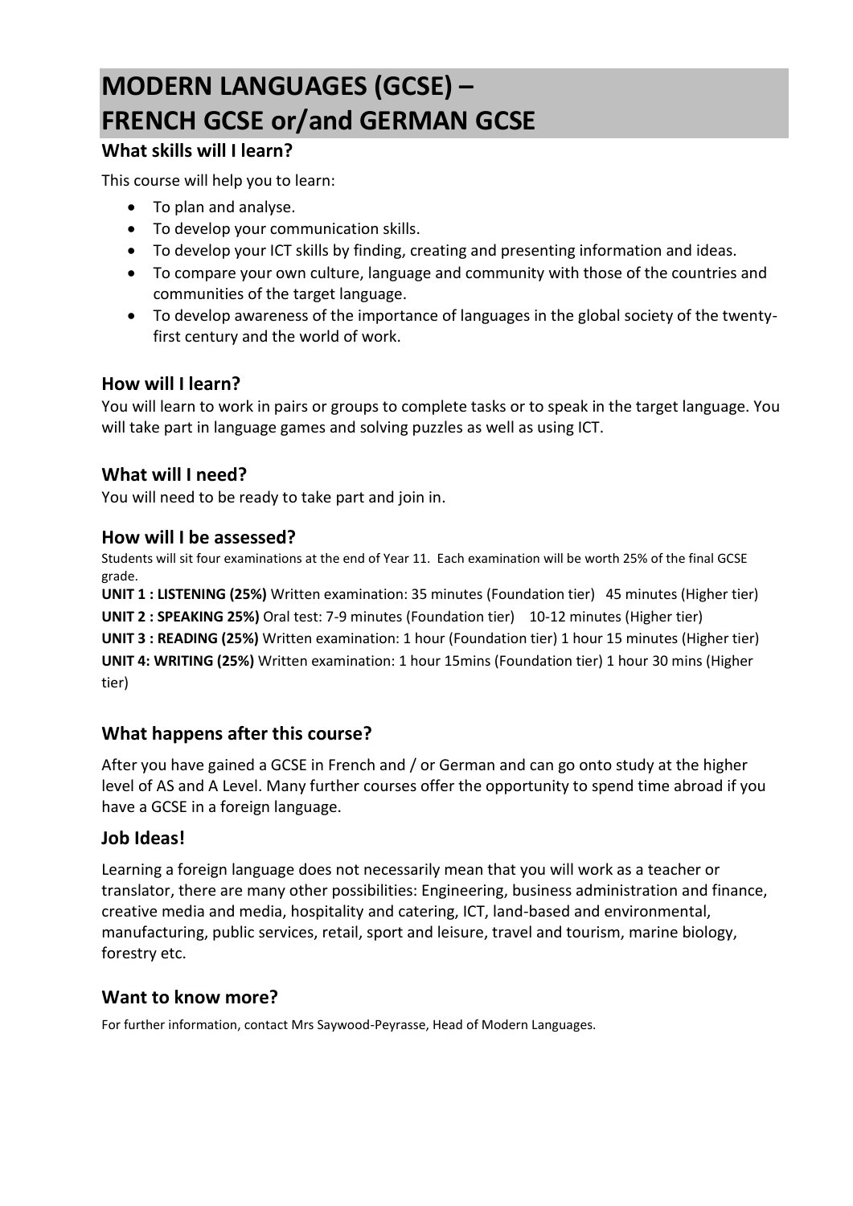# MODERN LANGUAGES (GCSE) – FRENCH GCSE or/and GERMAN GCSE

## What skills will I learn?

This course will help you to learn:

- To plan and analyse.
- To develop your communication skills.
- To develop your ICT skills by finding, creating and presenting information and ideas.
- To compare your own culture, language and community with those of the countries and communities of the target language.
- To develop awareness of the importance of languages in the global society of the twenty-first century and the world of work.

## How will I learn?

You will learn to work in pairs or groups to complete tasks or to speak in the target language. You will take part in language games and solving puzzles as well as using ICT.

## What will I need?

You will need to be ready to take part and join in.

## How will I be assessed?

Students will sit four examinations at the end of Year 11. Each examination will be worth 25% of the final GCSE grade.

**UNIT 1 : LISTENING (25%)** Written examination: 35 minutes (Foundation tier) 45 minutes (Higher tier)

**UNIT 2 : SPEAKING 25%)** Oral test: 7-9 minutes (Foundation tier) 10-12 minutes (Higher tier)

**UNIT 3 : READING (25%)** Written examination: 1 hour (Foundation tier) 1 hour 15 minutes (Higher tier)

**UNIT 4: WRITING (25%)** Written examination: 1 hour 15mins (Foundation tier) 1 hour 30 mins (Higher tier)

## What happens after this course?

After you have gained a GCSE in French and / or German and can go onto study at the higher level of AS and A Level. Many further courses offer the opportunity to spend time abroad if you have a GCSE in a foreign language.

## Job Ideas!

Learning a foreign language does not necessarily mean that you will work as a teacher or translator, there are many other possibilities: Engineering, business administration and finance, creative media and media, hospitality and catering, ICT, land-based and environmental, manufacturing, public services, retail, sport and leisure, travel and tourism, marine biology, forestry etc.

## Want to know more?

For further information, contact Mrs Saywood-Peyrasse, Head of Modern Languages.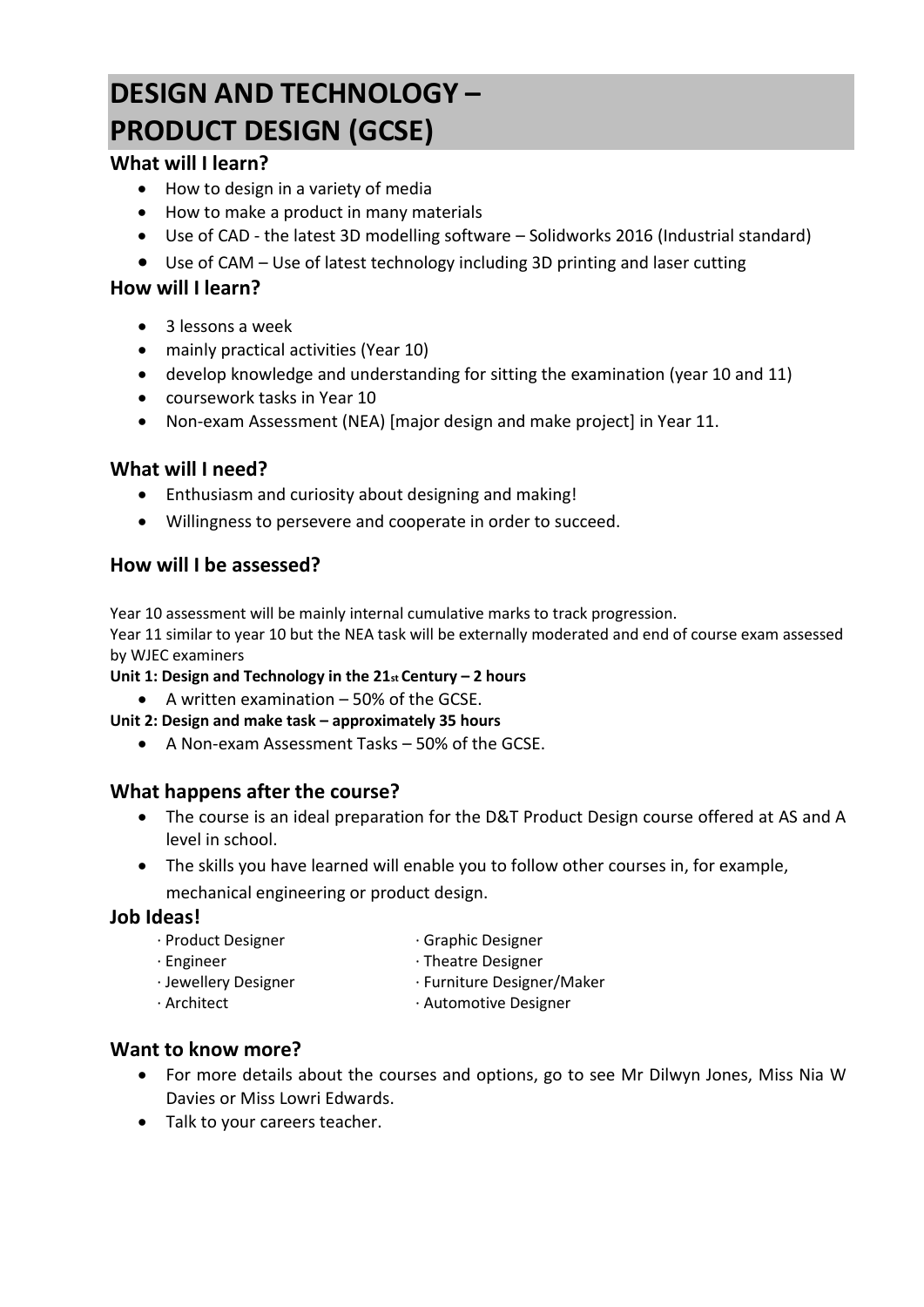# DESIGN AND TECHNOLOGY – PRODUCT DESIGN (GCSE)

## What will I learn?

- How to design in a variety of media
- How to make a product in many materials
- Use of CAD - the latest 3D modelling software – Solidworks 2016 (Industrial standard)
- Use of CAM – Use of latest technology including 3D printing and laser cutting

## How will I learn?

- 3 lessons a week
- mainly practical activities (Year 10)
- develop knowledge and understanding for sitting the examination (year 10 and 11)
- coursework tasks in Year 10
- Non-exam Assessment (NEA) [major design and make project] in Year 11.

## What will I need?

- Enthusiasm and curiosity about designing and making!
- Willingness to persevere and cooperate in order to succeed.

## How will I be assessed?

Year 10 assessment will be mainly internal cumulative marks to track progression.
Year 11 similar to year 10 but the NEA task will be externally moderated and end of course exam assessed by WJEC examiners

**Unit 1: Design and Technology in the 21st Century – 2 hours**

- A written examination – 50% of the GCSE.

**Unit 2: Design and make task – approximately 35 hours**

- A Non-exam Assessment Tasks – 50% of the GCSE.

## What happens after the course?

- The course is an ideal preparation for the D&T Product Design course offered at AS and A level in school.
- The skills you have learned will enable you to follow other courses in, for example, mechanical engineering or product design.

## Job Ideas!

- Product Designer
- Engineer
- Jewellery Designer
- Architect
- Graphic Designer
- Theatre Designer
- Furniture Designer/Maker
- Automotive Designer

## Want to know more?

- For more details about the courses and options, go to see Mr Dilwyn Jones, Miss Nia W Davies or Miss Lowri Edwards.
- Talk to your careers teacher.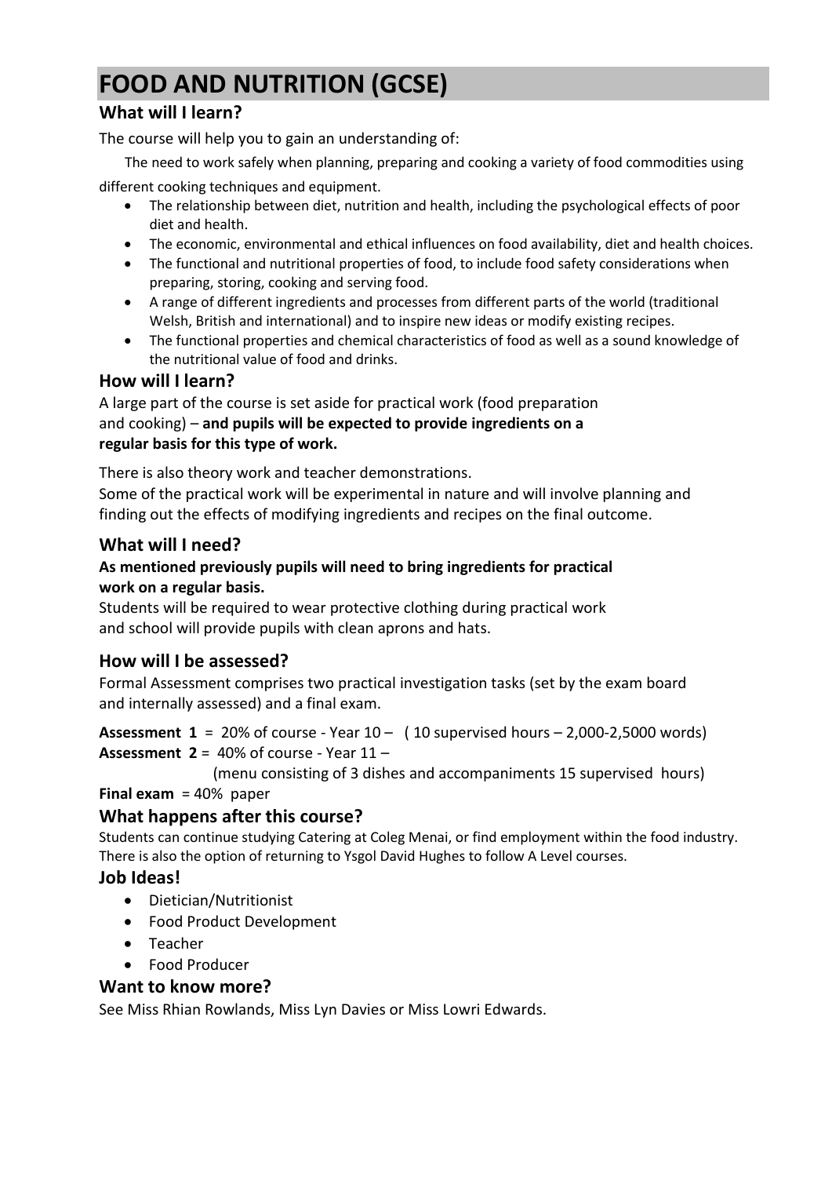# FOOD AND NUTRITION (GCSE)

## What will I learn?

The course will help you to gain an understanding of:

The need to work safely when planning, preparing and cooking a variety of food commodities using different cooking techniques and equipment.

- The relationship between diet, nutrition and health, including the psychological effects of poor diet and health.
- The economic, environmental and ethical influences on food availability, diet and health choices.
- The functional and nutritional properties of food, to include food safety considerations when preparing, storing, cooking and serving food.
- A range of different ingredients and processes from different parts of the world (traditional Welsh, British and international) and to inspire new ideas or modify existing recipes.
- The functional properties and chemical characteristics of food as well as a sound knowledge of the nutritional value of food and drinks.

## How will I learn?

A large part of the course is set aside for practical work (food preparation and cooking) – **and pupils will be expected to provide ingredients on a regular basis for this type of work.**

There is also theory work and teacher demonstrations.

Some of the practical work will be experimental in nature and will involve planning and finding out the effects of modifying ingredients and recipes on the final outcome.

## What will I need?

**As mentioned previously pupils will need to bring ingredients for practical work on a regular basis.**

Students will be required to wear protective clothing during practical work and school will provide pupils with clean aprons and hats.

## How will I be assessed?

Formal Assessment comprises two practical investigation tasks (set by the exam board and internally assessed) and a final exam.

**Assessment 1** = 20% of course - Year 10 – ( 10 supervised hours – 2,000-2,5000 words)

**Assessment 2** = 40% of course - Year 11 –

(menu consisting of 3 dishes and accompaniments 15 supervised hours)

**Final exam** = 40% paper

## What happens after this course?

Students can continue studying Catering at Coleg Menai, or find employment within the food industry. There is also the option of returning to Ysgol David Hughes to follow A Level courses.

## Job Ideas!

- Dietician/Nutritionist
- Food Product Development
- Teacher
- Food Producer

## Want to know more?

See Miss Rhian Rowlands, Miss Lyn Davies or Miss Lowri Edwards.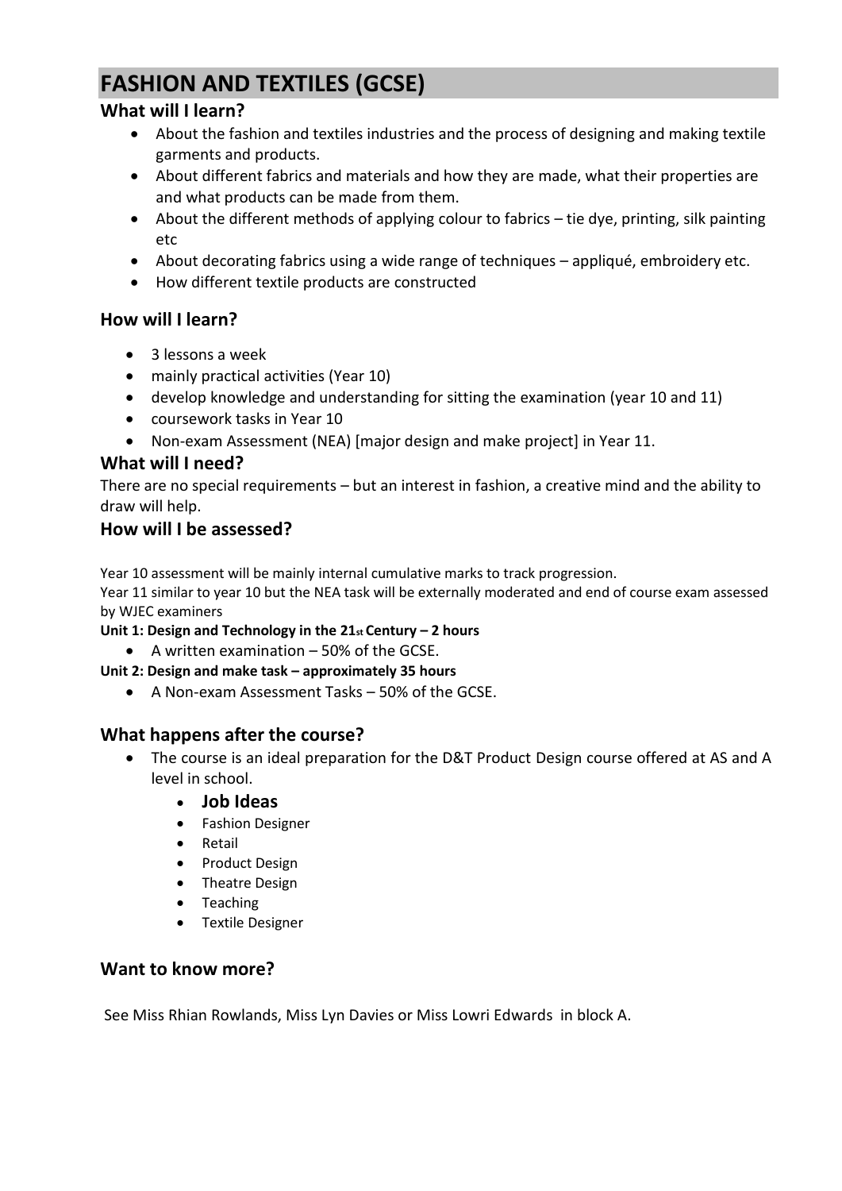# FASHION AND TEXTILES (GCSE)

## What will I learn?

- About the fashion and textiles industries and the process of designing and making textile garments and products.
- About different fabrics and materials and how they are made, what their properties are and what products can be made from them.
- About the different methods of applying colour to fabrics – tie dye, printing, silk painting etc
- About decorating fabrics using a wide range of techniques – appliqué, embroidery etc.
- How different textile products are constructed

## How will I learn?

- 3 lessons a week
- mainly practical activities (Year 10)
- develop knowledge and understanding for sitting the examination (year 10 and 11)
- coursework tasks in Year 10
- Non-exam Assessment (NEA) [major design and make project] in Year 11.

## What will I need?

There are no special requirements – but an interest in fashion, a creative mind and the ability to draw will help.

## How will I be assessed?

Year 10 assessment will be mainly internal cumulative marks to track progression.
Year 11 similar to year 10 but the NEA task will be externally moderated and end of course exam assessed by WJEC examiners

**Unit 1: Design and Technology in the 21st Century – 2 hours**

- A written examination – 50% of the GCSE.

**Unit 2: Design and make task – approximately 35 hours**

- A Non-exam Assessment Tasks – 50% of the GCSE.

## What happens after the course?

- The course is an ideal preparation for the D&T Product Design course offered at AS and A level in school.
  - **Job Ideas**
  - Fashion Designer
  - Retail
  - Product Design
  - Theatre Design
  - Teaching
  - Textile Designer

## Want to know more?

See Miss Rhian Rowlands, Miss Lyn Davies or Miss Lowri Edwards in block A.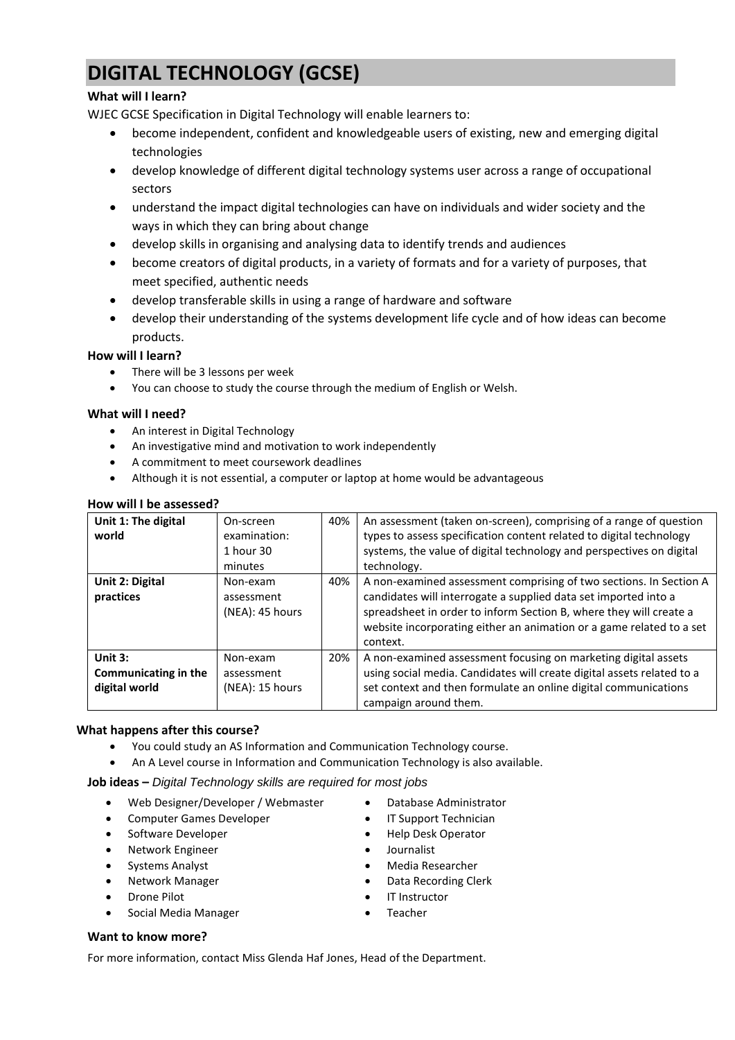# DIGITAL TECHNOLOGY (GCSE)

**What will I learn?**

WJEC GCSE Specification in Digital Technology will enable learners to:

- become independent, confident and knowledgeable users of existing, new and emerging digital technologies
- develop knowledge of different digital technology systems user across a range of occupational sectors
- understand the impact digital technologies can have on individuals and wider society and the ways in which they can bring about change
- develop skills in organising and analysing data to identify trends and audiences
- become creators of digital products, in a variety of formats and for a variety of purposes, that meet specified, authentic needs
- develop transferable skills in using a range of hardware and software
- develop their understanding of the systems development life cycle and of how ideas can become products.

**How will I learn?**

- There will be 3 lessons per week
- You can choose to study the course through the medium of English or Welsh.

**What will I need?**

- An interest in Digital Technology
- An investigative mind and motivation to work independently
- A commitment to meet coursework deadlines
- Although it is not essential, a computer or laptop at home would be advantageous

**How will I be assessed?**

| | | | |
|---|---|---|---|
| **Unit 1: The digital world** | On-screen examination: 1 hour 30 minutes | 40% | An assessment (taken on-screen), comprising of a range of question types to assess specification content related to digital technology systems, the value of digital technology and perspectives on digital technology. |
| **Unit 2: Digital practices** | Non-exam assessment (NEA): 45 hours | 40% | A non-examined assessment comprising of two sections. In Section A candidates will interrogate a supplied data set imported into a spreadsheet in order to inform Section B, where they will create a website incorporating either an animation or a game related to a set context. |
| **Unit 3: Communicating in the digital world** | Non-exam assessment (NEA): 15 hours | 20% | A non-examined assessment focusing on marketing digital assets using social media. Candidates will create digital assets related to a set context and then formulate an online digital communications campaign around them. |

**What happens after this course?**

- You could study an AS Information and Communication Technology course.
- An A Level course in Information and Communication Technology is also available.

**Job ideas –** *Digital Technology skills are required for most jobs*

- Web Designer/Developer / Webmaster
- Computer Games Developer
- Software Developer
- Network Engineer
- Systems Analyst
- Network Manager
- Drone Pilot
- Social Media Manager
- Database Administrator
- IT Support Technician
- Help Desk Operator
- Journalist
- Media Researcher
- Data Recording Clerk
- IT Instructor
- Teacher

**Want to know more?**

For more information, contact Miss Glenda Haf Jones, Head of the Department.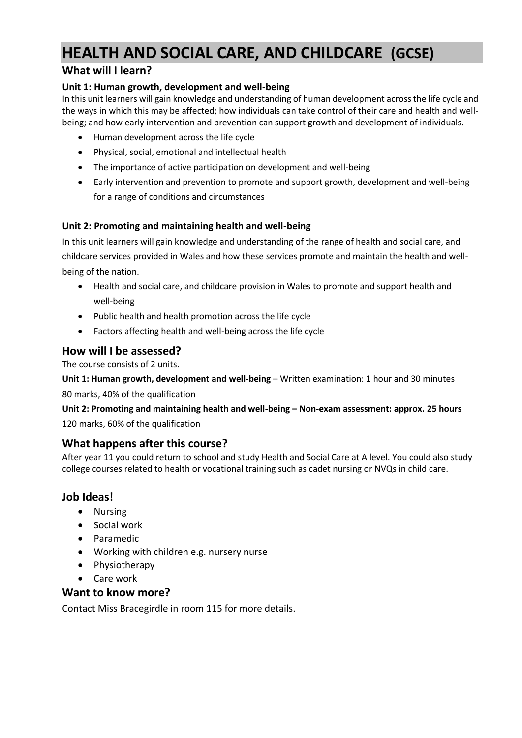# HEALTH AND SOCIAL CARE, AND CHILDCARE (GCSE)

## What will I learn?

**Unit 1: Human growth, development and well-being**

In this unit learners will gain knowledge and understanding of human development across the life cycle and the ways in which this may be affected; how individuals can take control of their care and health and well-being; and how early intervention and prevention can support growth and development of individuals.

- Human development across the life cycle
- Physical, social, emotional and intellectual health
- The importance of active participation on development and well-being
- Early intervention and prevention to promote and support growth, development and well-being for a range of conditions and circumstances

**Unit 2: Promoting and maintaining health and well-being**

In this unit learners will gain knowledge and understanding of the range of health and social care, and childcare services provided in Wales and how these services promote and maintain the health and well-being of the nation.

- Health and social care, and childcare provision in Wales to promote and support health and well-being
- Public health and health promotion across the life cycle
- Factors affecting health and well-being across the life cycle

## How will I be assessed?

The course consists of 2 units.

**Unit 1: Human growth, development and well-being** – Written examination: 1 hour and 30 minutes
80 marks, 40% of the qualification

**Unit 2: Promoting and maintaining health and well-being – Non-exam assessment: approx. 25 hours**
120 marks, 60% of the qualification

## What happens after this course?

After year 11 you could return to school and study Health and Social Care at A level. You could also study college courses related to health or vocational training such as cadet nursing or NVQs in child care.

## Job Ideas!

- Nursing
- Social work
- Paramedic
- Working with children e.g. nursery nurse
- Physiotherapy
- Care work

## Want to know more?

Contact Miss Bracegirdle in room 115 for more details.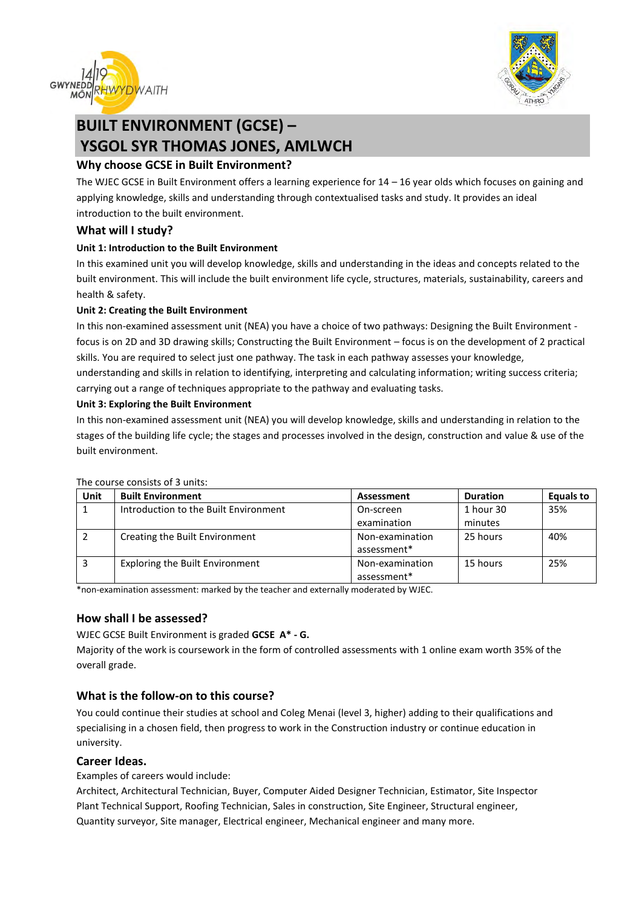# BUILT ENVIRONMENT (GCSE) – YSGOL SYR THOMAS JONES, AMLWCH

## Why choose GCSE in Built Environment?

The WJEC GCSE in Built Environment offers a learning experience for 14 – 16 year olds which focuses on gaining and applying knowledge, skills and understanding through contextualised tasks and study. It provides an ideal introduction to the built environment.

## What will I study?

**Unit 1: Introduction to the Built Environment**

In this examined unit you will develop knowledge, skills and understanding in the ideas and concepts related to the built environment. This will include the built environment life cycle, structures, materials, sustainability, careers and health & safety.

**Unit 2: Creating the Built Environment**

In this non-examined assessment unit (NEA) you have a choice of two pathways: Designing the Built Environment - focus is on 2D and 3D drawing skills; Constructing the Built Environment – focus is on the development of 2 practical skills. You are required to select just one pathway. The task in each pathway assesses your knowledge, understanding and skills in relation to identifying, interpreting and calculating information; writing success criteria; carrying out a range of techniques appropriate to the pathway and evaluating tasks.

**Unit 3: Exploring the Built Environment**

In this non-examined assessment unit (NEA) you will develop knowledge, skills and understanding in relation to the stages of the building life cycle; the stages and processes involved in the design, construction and value & use of the built environment.

The course consists of 3 units:

| Unit | Built Environment | Assessment | Duration | Equals to |
|---|---|---|---|---|
| 1 | Introduction to the Built Environment | On-screen examination | 1 hour 30 minutes | 35% |
| 2 | Creating the Built Environment | Non-examination assessment* | 25 hours | 40% |
| 3 | Exploring the Built Environment | Non-examination assessment* | 15 hours | 25% |

*non-examination assessment: marked by the teacher and externally moderated by WJEC.

## How shall I be assessed?

WJEC GCSE Built Environment is graded **GCSE A* - G.**

Majority of the work is coursework in the form of controlled assessments with 1 online exam worth 35% of the overall grade.

## What is the follow-on to this course?

You could continue their studies at school and Coleg Menai (level 3, higher) adding to their qualifications and specialising in a chosen field, then progress to work in the Construction industry or continue education in university.

## Career Ideas.

Examples of careers would include:

Architect, Architectural Technician, Buyer, Computer Aided Designer Technician, Estimator, Site Inspector Plant Technical Support, Roofing Technician, Sales in construction, Site Engineer, Structural engineer, Quantity surveyor, Site manager, Electrical engineer, Mechanical engineer and many more.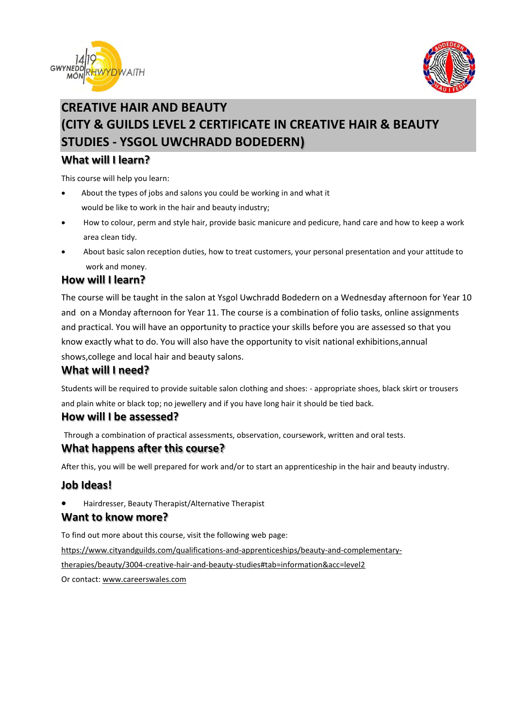# CREATIVE HAIR AND BEAUTY (CITY & GUILDS LEVEL 2 CERTIFICATE IN CREATIVE HAIR & BEAUTY STUDIES - YSGOL UWCHRADD BODEDERN)

## What will I learn?

This course will help you learn:

- About the types of jobs and salons you could be working in and what it would be like to work in the hair and beauty industry;
- How to colour, perm and style hair, provide basic manicure and pedicure, hand care and how to keep a work area clean tidy.
- About basic salon reception duties, how to treat customers, your personal presentation and your attitude to work and money.

## How will I learn?

The course will be taught in the salon at Ysgol Uwchradd Bodedern on a Wednesday afternoon for Year 10 and on a Monday afternoon for Year 11. The course is a combination of folio tasks, online assignments and practical. You will have an opportunity to practice your skills before you are assessed so that you know exactly what to do. You will also have the opportunity to visit national exhibitions,annual shows,college and local hair and beauty salons.

## What will I need?

Students will be required to provide suitable salon clothing and shoes: - appropriate shoes, black skirt or trousers and plain white or black top; no jewellery and if you have long hair it should be tied back.

## How will I be assessed?

Through a combination of practical assessments, observation, coursework, written and oral tests.

## What happens after this course?

After this, you will be well prepared for work and/or to start an apprenticeship in the hair and beauty industry.

## Job Ideas!

- Hairdresser, Beauty Therapist/Alternative Therapist

## Want to know more?

To find out more about this course, visit the following web page:

https://www.cityandguilds.com/qualifications-and-apprenticeships/beauty-and-complementary-therapies/beauty/3004-creative-hair-and-beauty-studies#tab=information&acc=level2

Or contact: www.careerswales.com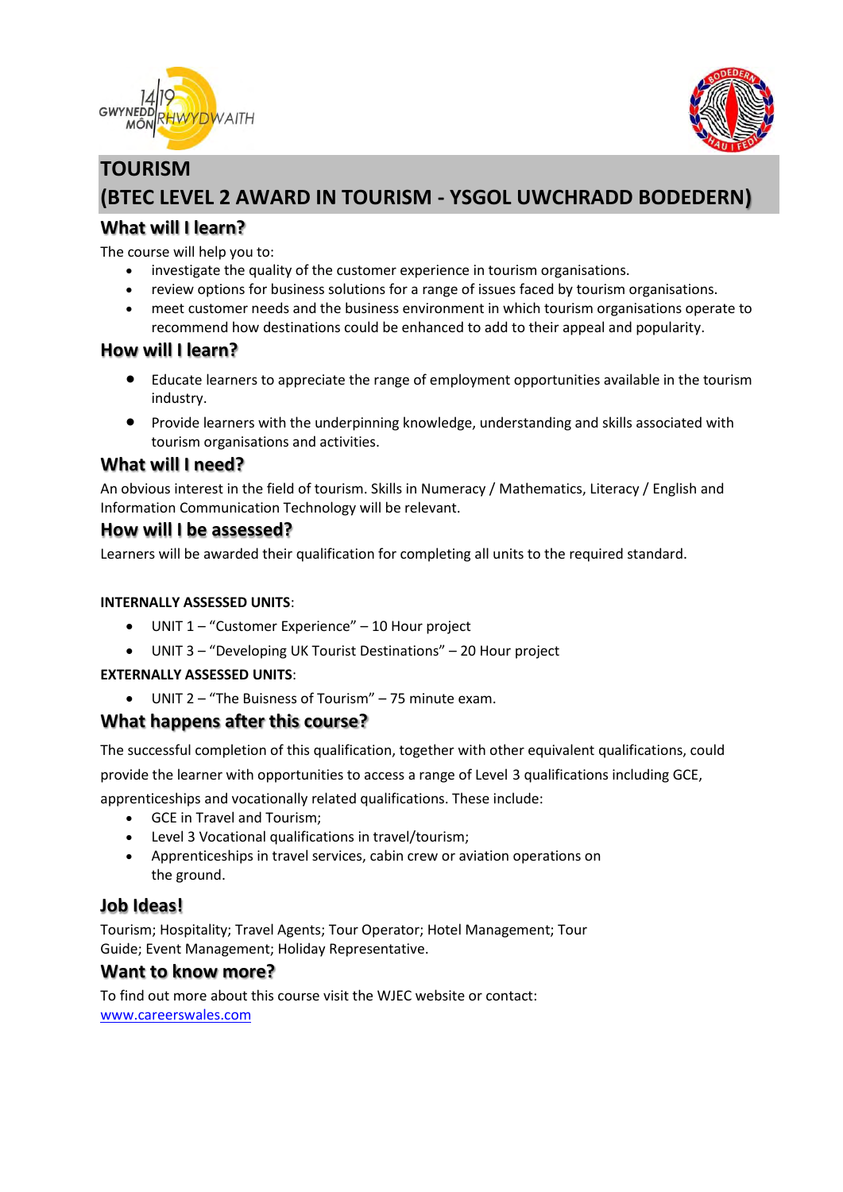# TOURISM
# (BTEC LEVEL 2 AWARD IN TOURISM - YSGOL UWCHRADD BODEDERN)

## What will I learn?

The course will help you to:

- investigate the quality of the customer experience in tourism organisations.
- review options for business solutions for a range of issues faced by tourism organisations.
- meet customer needs and the business environment in which tourism organisations operate to recommend how destinations could be enhanced to add to their appeal and popularity.

## How will I learn?

- Educate learners to appreciate the range of employment opportunities available in the tourism industry.
- Provide learners with the underpinning knowledge, understanding and skills associated with tourism organisations and activities.

## What will I need?

An obvious interest in the field of tourism. Skills in Numeracy / Mathematics, Literacy / English and Information Communication Technology will be relevant.

## How will I be assessed?

Learners will be awarded their qualification for completing all units to the required standard.

**INTERNALLY ASSESSED UNITS**:

- UNIT 1 – "Customer Experience" – 10 Hour project
- UNIT 3 – "Developing UK Tourist Destinations" – 20 Hour project

**EXTERNALLY ASSESSED UNITS**:

- UNIT 2 – "The Buisness of Tourism" – 75 minute exam.

## What happens after this course?

The successful completion of this qualification, together with other equivalent qualifications, could provide the learner with opportunities to access a range of Level 3 qualifications including GCE, apprenticeships and vocationally related qualifications. These include:

- GCE in Travel and Tourism;
- Level 3 Vocational qualifications in travel/tourism;
- Apprenticeships in travel services, cabin crew or aviation operations on the ground.

## Job Ideas!

Tourism; Hospitality; Travel Agents; Tour Operator; Hotel Management; Tour Guide; Event Management; Holiday Representative.

## Want to know more?

To find out more about this course visit the WJEC website or contact:
www.careerswales.com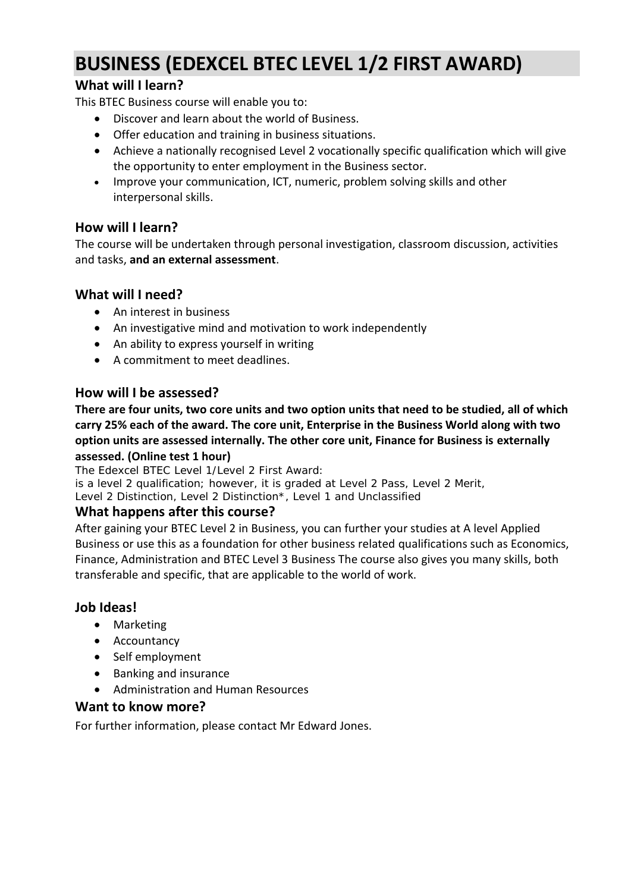# BUSINESS (EDEXCEL BTEC LEVEL 1/2 FIRST AWARD)

## What will I learn?

This BTEC Business course will enable you to:

- Discover and learn about the world of Business.
- Offer education and training in business situations.
- Achieve a nationally recognised Level 2 vocationally specific qualification which will give the opportunity to enter employment in the Business sector.
- Improve your communication, ICT, numeric, problem solving skills and other interpersonal skills.

## How will I learn?

The course will be undertaken through personal investigation, classroom discussion, activities and tasks, **and an external assessment**.

## What will I need?

- An interest in business
- An investigative mind and motivation to work independently
- An ability to express yourself in writing
- A commitment to meet deadlines.

## How will I be assessed?

**There are four units, two core units and two option units that need to be studied, all of which carry 25% each of the award. The core unit, Enterprise in the Business World along with two option units are assessed internally. The other core unit, Finance for Business is externally assessed. (Online test 1 hour)**

The Edexcel BTEC Level 1/Level 2 First Award:
is a level 2 qualification; however, it is graded at Level 2 Pass, Level 2 Merit, Level 2 Distinction, Level 2 Distinction*, Level 1 and Unclassified

## What happens after this course?

After gaining your BTEC Level 2 in Business, you can further your studies at A level Applied Business or use this as a foundation for other business related qualifications such as Economics, Finance, Administration and BTEC Level 3 Business The course also gives you many skills, both transferable and specific, that are applicable to the world of work.

## Job Ideas!

- Marketing
- Accountancy
- Self employment
- Banking and insurance
- Administration and Human Resources

## Want to know more?

For further information, please contact Mr Edward Jones.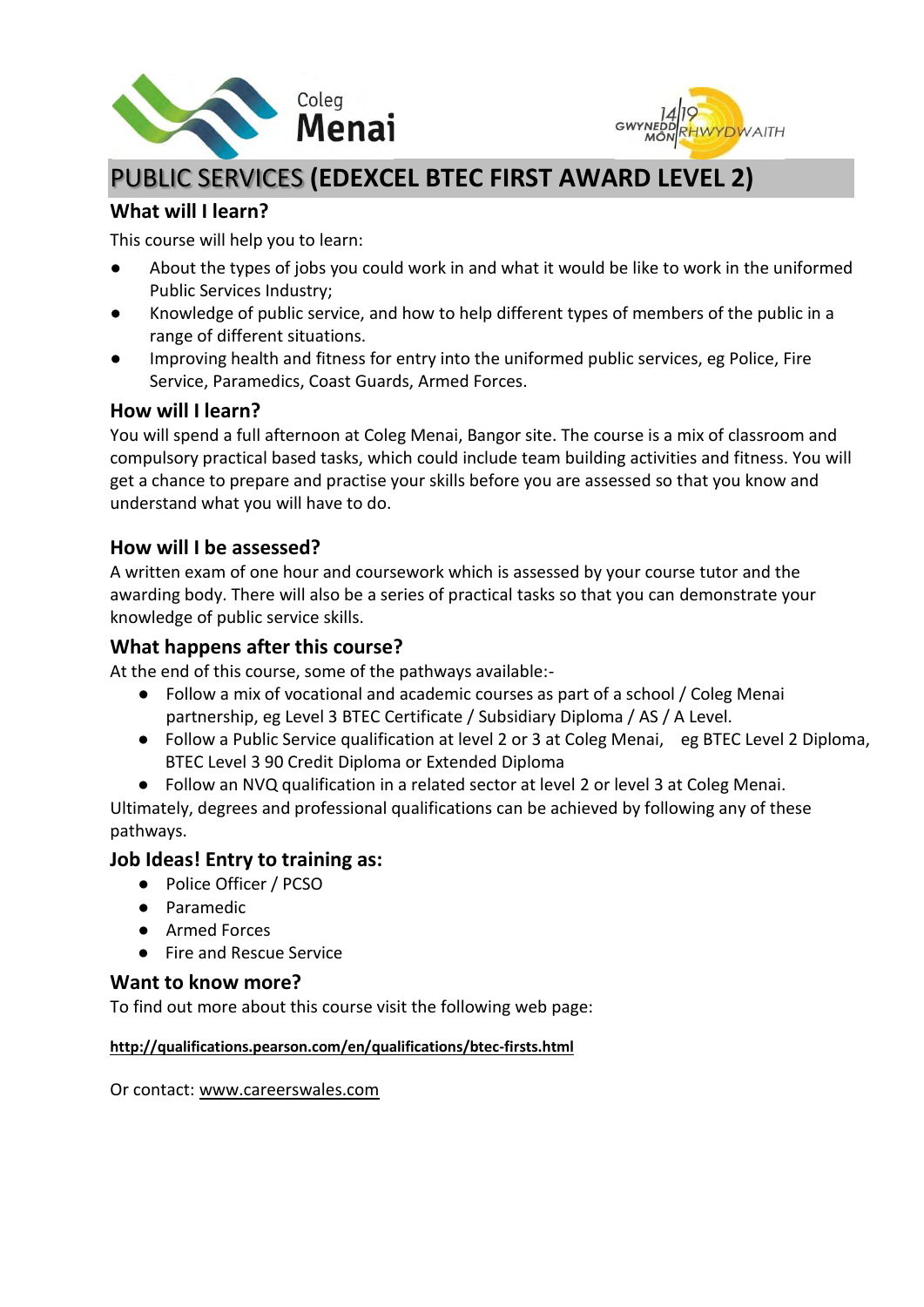# PUBLIC SERVICES (EDEXCEL BTEC FIRST AWARD LEVEL 2)

## What will I learn?

This course will help you to learn:

- About the types of jobs you could work in and what it would be like to work in the uniformed Public Services Industry;
- Knowledge of public service, and how to help different types of members of the public in a range of different situations.
- Improving health and fitness for entry into the uniformed public services, eg Police, Fire Service, Paramedics, Coast Guards, Armed Forces.

## How will I learn?

You will spend a full afternoon at Coleg Menai, Bangor site. The course is a mix of classroom and compulsory practical based tasks, which could include team building activities and fitness. You will get a chance to prepare and practise your skills before you are assessed so that you know and understand what you will have to do.

## How will I be assessed?

A written exam of one hour and coursework which is assessed by your course tutor and the awarding body. There will also be a series of practical tasks so that you can demonstrate your knowledge of public service skills.

## What happens after this course?

At the end of this course, some of the pathways available:-

- Follow a mix of vocational and academic courses as part of a school / Coleg Menai partnership, eg Level 3 BTEC Certificate / Subsidiary Diploma / AS / A Level.
- Follow a Public Service qualification at level 2 or 3 at Coleg Menai, eg BTEC Level 2 Diploma, BTEC Level 3 90 Credit Diploma or Extended Diploma
- Follow an NVQ qualification in a related sector at level 2 or level 3 at Coleg Menai.

Ultimately, degrees and professional qualifications can be achieved by following any of these pathways.

## Job Ideas! Entry to training as:

- Police Officer / PCSO
- Paramedic
- Armed Forces
- Fire and Rescue Service

## Want to know more?

To find out more about this course visit the following web page:

**http://qualifications.pearson.com/en/qualifications/btec-firsts.html**

Or contact: www.careerswales.com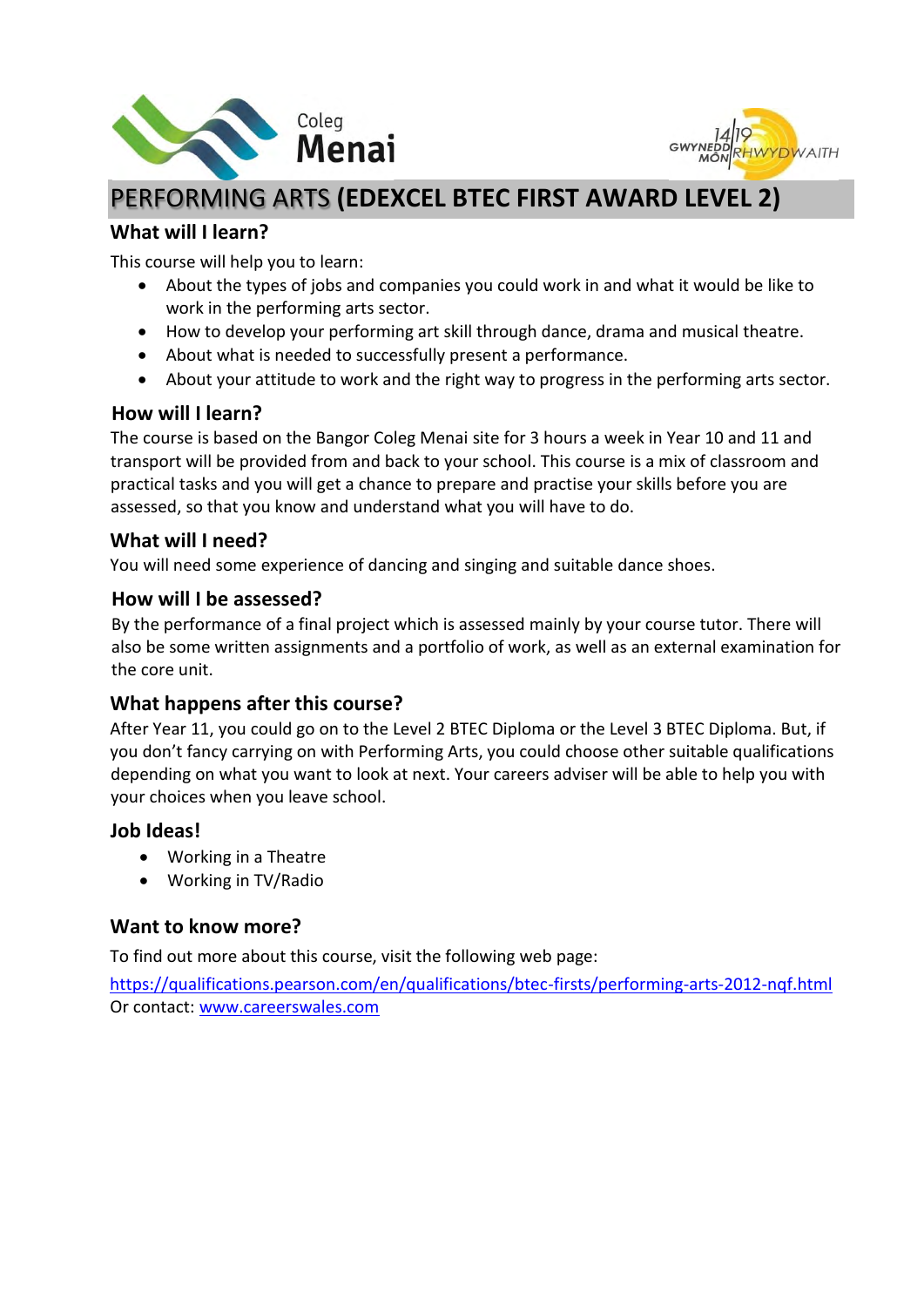# PERFORMING ARTS (EDEXCEL BTEC FIRST AWARD LEVEL 2)

## What will I learn?

This course will help you to learn:

- About the types of jobs and companies you could work in and what it would be like to work in the performing arts sector.
- How to develop your performing art skill through dance, drama and musical theatre.
- About what is needed to successfully present a performance.
- About your attitude to work and the right way to progress in the performing arts sector.

## How will I learn?

The course is based on the Bangor Coleg Menai site for 3 hours a week in Year 10 and 11 and transport will be provided from and back to your school. This course is a mix of classroom and practical tasks and you will get a chance to prepare and practise your skills before you are assessed, so that you know and understand what you will have to do.

## What will I need?

You will need some experience of dancing and singing and suitable dance shoes.

## How will I be assessed?

By the performance of a final project which is assessed mainly by your course tutor. There will also be some written assignments and a portfolio of work, as well as an external examination for the core unit.

## What happens after this course?

After Year 11, you could go on to the Level 2 BTEC Diploma or the Level 3 BTEC Diploma. But, if you don't fancy carrying on with Performing Arts, you could choose other suitable qualifications depending on what you want to look at next. Your careers adviser will be able to help you with your choices when you leave school.

## Job Ideas!

- Working in a Theatre
- Working in TV/Radio

## Want to know more?

To find out more about this course, visit the following web page:

https://qualifications.pearson.com/en/qualifications/btec-firsts/performing-arts-2012-nqf.html
Or contact: www.careerswales.com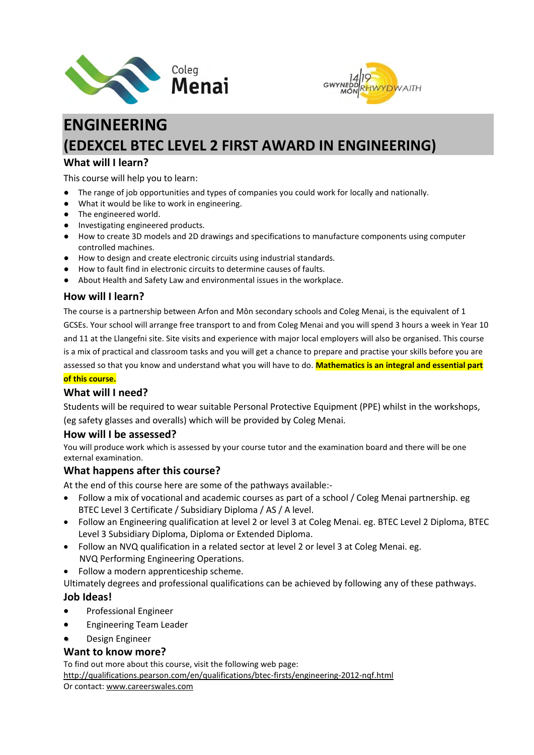Coleg Menai

GWYNEDD MÔN 14/19 RHWYDWAITH

# ENGINEERING
# (EDEXCEL BTEC LEVEL 2 FIRST AWARD IN ENGINEERING)

## What will I learn?

This course will help you to learn:

- The range of job opportunities and types of companies you could work for locally and nationally.
- What it would be like to work in engineering.
- The engineered world.
- Investigating engineered products.
- How to create 3D models and 2D drawings and specifications to manufacture components using computer controlled machines.
- How to design and create electronic circuits using industrial standards.
- How to fault find in electronic circuits to determine causes of faults.
- About Health and Safety Law and environmental issues in the workplace.

## How will I learn?

The course is a partnership between Arfon and Môn secondary schools and Coleg Menai, is the equivalent of 1 GCSEs. Your school will arrange free transport to and from Coleg Menai and you will spend 3 hours a week in Year 10 and 11 at the Llangefni site. Site visits and experience with major local employers will also be organised. This course is a mix of practical and classroom tasks and you will get a chance to prepare and practise your skills before you are assessed so that you know and understand what you will have to do. **Mathematics is an integral and essential part of this course.**

## What will I need?

Students will be required to wear suitable Personal Protective Equipment (PPE) whilst in the workshops, (eg safety glasses and overalls) which will be provided by Coleg Menai.

## How will I be assessed?

You will produce work which is assessed by your course tutor and the examination board and there will be one external examination.

## What happens after this course?

At the end of this course here are some of the pathways available:-

- Follow a mix of vocational and academic courses as part of a school / Coleg Menai partnership. eg BTEC Level 3 Certificate / Subsidiary Diploma / AS / A level.
- Follow an Engineering qualification at level 2 or level 3 at Coleg Menai. eg. BTEC Level 2 Diploma, BTEC Level 3 Subsidiary Diploma, Diploma or Extended Diploma.
- Follow an NVQ qualification in a related sector at level 2 or level 3 at Coleg Menai. eg. NVQ Performing Engineering Operations.
- Follow a modern apprenticeship scheme.

Ultimately degrees and professional qualifications can be achieved by following any of these pathways.

## Job Ideas!

- Professional Engineer
- Engineering Team Leader
- Design Engineer

## Want to know more?

To find out more about this course, visit the following web page:
http://qualifications.pearson.com/en/qualifications/btec-firsts/engineering-2012-nqf.html
Or contact: www.careerswales.com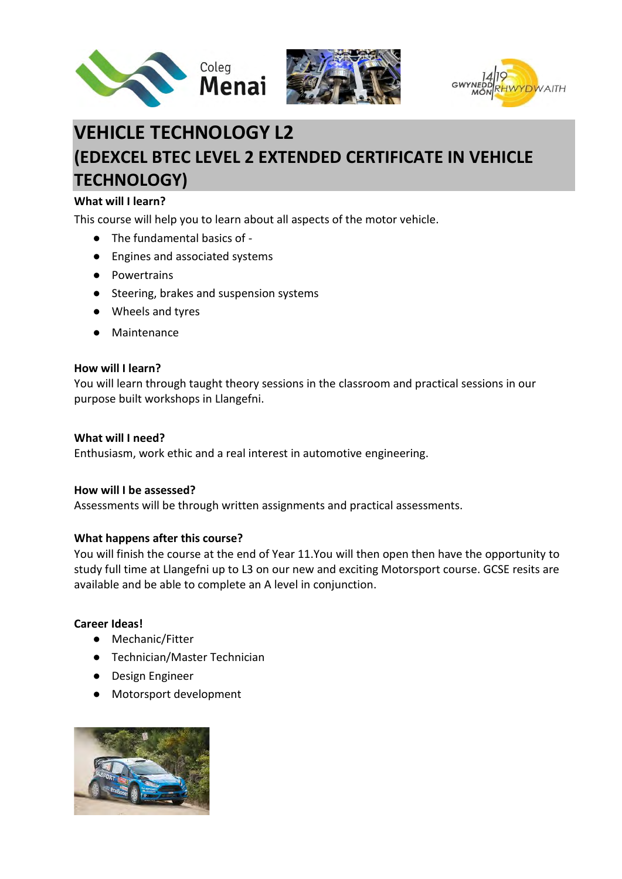# VEHICLE TECHNOLOGY L2
# (EDEXCEL BTEC LEVEL 2 EXTENDED CERTIFICATE IN VEHICLE TECHNOLOGY)

**What will I learn?**

This course will help you to learn about all aspects of the motor vehicle.

- The fundamental basics of -
- Engines and associated systems
- Powertrains
- Steering, brakes and suspension systems
- Wheels and tyres
- Maintenance

**How will I learn?**

You will learn through taught theory sessions in the classroom and practical sessions in our purpose built workshops in Llangefni.

**What will I need?**

Enthusiasm, work ethic and a real interest in automotive engineering.

**How will I be assessed?**

Assessments will be through written assignments and practical assessments.

**What happens after this course?**

You will finish the course at the end of Year 11.You will then open then have the opportunity to study full time at Llangefni up to L3 on our new and exciting Motorsport course. GCSE resits are available and be able to complete an A level in conjunction.

**Career Ideas!**

- Mechanic/Fitter
- Technician/Master Technician
- Design Engineer
- Motorsport development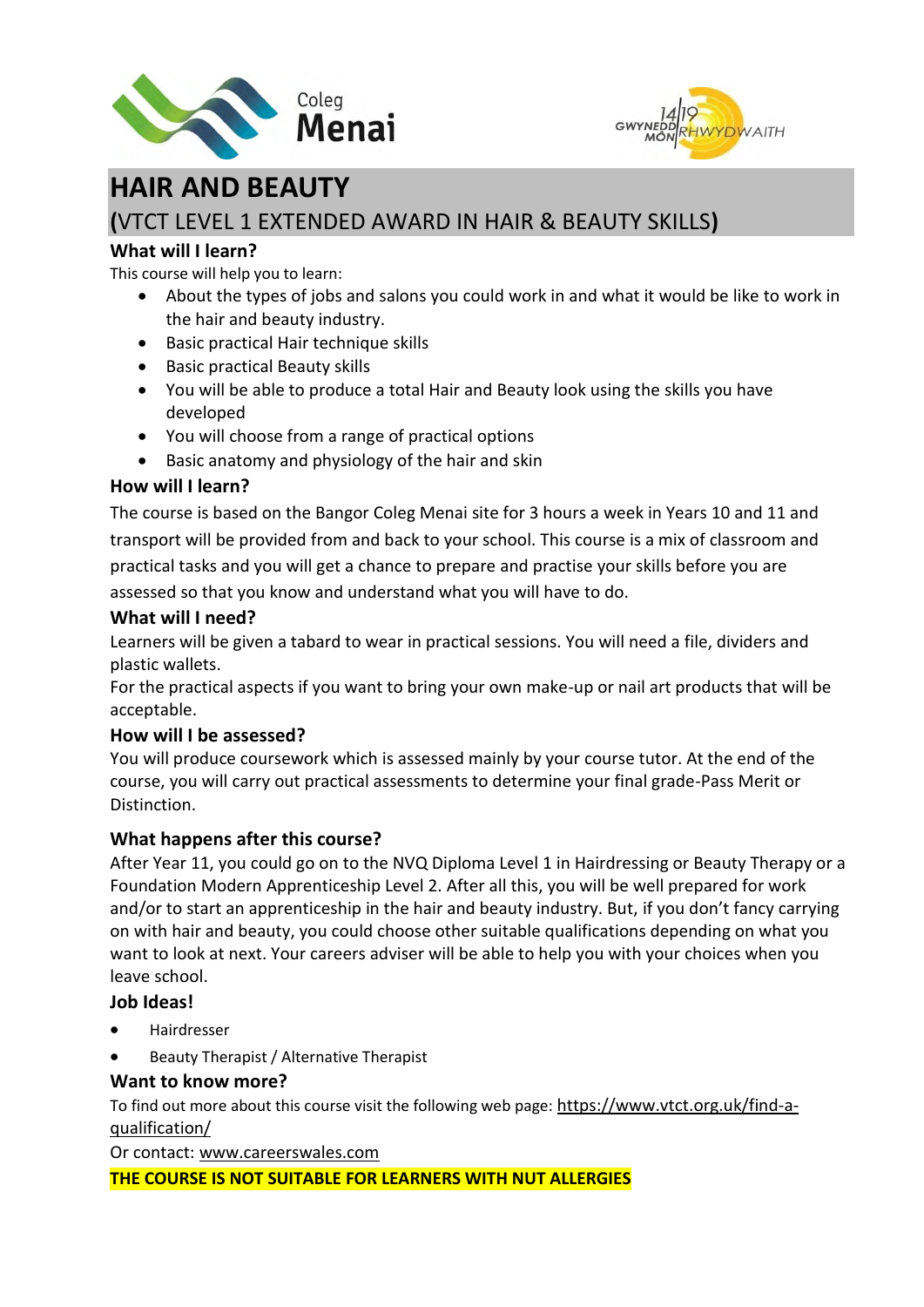Coleg Menai

GWYNEDD MÔN 14|19 RHWYDWAITH

# HAIR AND BEAUTY

## (VTCT LEVEL 1 EXTENDED AWARD IN HAIR & BEAUTY SKILLS)

### What will I learn?

This course will help you to learn:

- About the types of jobs and salons you could work in and what it would be like to work in the hair and beauty industry.
- Basic practical Hair technique skills
- Basic practical Beauty skills
- You will be able to produce a total Hair and Beauty look using the skills you have developed
- You will choose from a range of practical options
- Basic anatomy and physiology of the hair and skin

### How will I learn?

The course is based on the Bangor Coleg Menai site for 3 hours a week in Years 10 and 11 and transport will be provided from and back to your school. This course is a mix of classroom and practical tasks and you will get a chance to prepare and practise your skills before you are assessed so that you know and understand what you will have to do.

### What will I need?

Learners will be given a tabard to wear in practical sessions. You will need a file, dividers and plastic wallets.

For the practical aspects if you want to bring your own make-up or nail art products that will be acceptable.

### How will I be assessed?

You will produce coursework which is assessed mainly by your course tutor. At the end of the course, you will carry out practical assessments to determine your final grade-Pass Merit or Distinction.

### What happens after this course?

After Year 11, you could go on to the NVQ Diploma Level 1 in Hairdressing or Beauty Therapy or a Foundation Modern Apprenticeship Level 2. After all this, you will be well prepared for work and/or to start an apprenticeship in the hair and beauty industry. But, if you don't fancy carrying on with hair and beauty, you could choose other suitable qualifications depending on what you want to look at next. Your careers adviser will be able to help you with your choices when you leave school.

### Job Ideas!

- Hairdresser
- Beauty Therapist / Alternative Therapist

### Want to know more?

To find out more about this course visit the following web page: https://www.vtct.org.uk/find-a-qualification/

Or contact: www.careerswales.com

**THE COURSE IS NOT SUITABLE FOR LEARNERS WITH NUT ALLERGIES**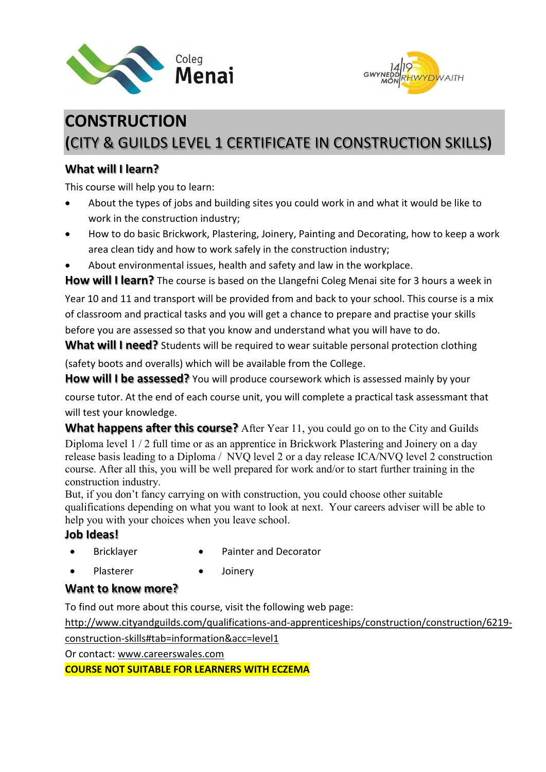Coleg Menai

GWYNEDD MÔN 14/19 RHWYDWAITH

# CONSTRUCTION
## (CITY & GUILDS LEVEL 1 CERTIFICATE IN CONSTRUCTION SKILLS)

### What will I learn?

This course will help you to learn:

- About the types of jobs and building sites you could work in and what it would be like to work in the construction industry;
- How to do basic Brickwork, Plastering, Joinery, Painting and Decorating, how to keep a work area clean tidy and how to work safely in the construction industry;
- About environmental issues, health and safety and law in the workplace.

**How will I learn?** The course is based on the Llangefni Coleg Menai site for 3 hours a week in Year 10 and 11 and transport will be provided from and back to your school. This course is a mix of classroom and practical tasks and you will get a chance to prepare and practise your skills before you are assessed so that you know and understand what you will have to do.

**What will I need?** Students will be required to wear suitable personal protection clothing (safety boots and overalls) which will be available from the College.

**How will I be assessed?** You will produce coursework which is assessed mainly by your course tutor. At the end of each course unit, you will complete a practical task assessmant that will test your knowledge.

**What happens after this course?** After Year 11, you could go on to the City and Guilds Diploma level 1 / 2 full time or as an apprentice in Brickwork Plastering and Joinery on a day release basis leading to a Diploma / NVQ level 2 or a day release ICA/NVQ level 2 construction course. After all this, you will be well prepared for work and/or to start further training in the construction industry.

But, if you don't fancy carrying on with construction, you could choose other suitable qualifications depending on what you want to look at next. Your careers adviser will be able to help you with your choices when you leave school.

### Job Ideas!

- Bricklayer
- Plasterer
- Painter and Decorator
- Joinery

### Want to know more?

To find out more about this course, visit the following web page:

http://www.cityandguilds.com/qualifications-and-apprenticeships/construction/construction/6219-construction-skills#tab=information&acc=level1

Or contact: www.careerswales.com

**COURSE NOT SUITABLE FOR LEARNERS WITH ECZEMA**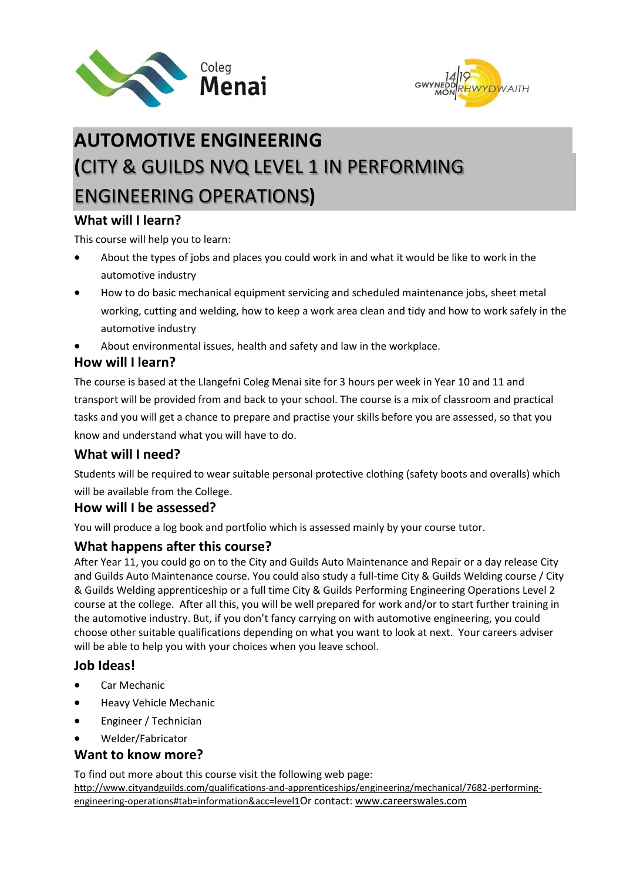# AUTOMOTIVE ENGINEERING (CITY & GUILDS NVQ LEVEL 1 IN PERFORMING ENGINEERING OPERATIONS)

## What will I learn?

This course will help you to learn:

- About the types of jobs and places you could work in and what it would be like to work in the automotive industry
- How to do basic mechanical equipment servicing and scheduled maintenance jobs, sheet metal working, cutting and welding, how to keep a work area clean and tidy and how to work safely in the automotive industry
- About environmental issues, health and safety and law in the workplace.

## How will I learn?

The course is based at the Llangefni Coleg Menai site for 3 hours per week in Year 10 and 11 and transport will be provided from and back to your school. The course is a mix of classroom and practical tasks and you will get a chance to prepare and practise your skills before you are assessed, so that you know and understand what you will have to do.

## What will I need?

Students will be required to wear suitable personal protective clothing (safety boots and overalls) which will be available from the College.

## How will I be assessed?

You will produce a log book and portfolio which is assessed mainly by your course tutor.

## What happens after this course?

After Year 11, you could go on to the City and Guilds Auto Maintenance and Repair or a day release City and Guilds Auto Maintenance course. You could also study a full-time City & Guilds Welding course / City & Guilds Welding apprenticeship or a full time City & Guilds Performing Engineering Operations Level 2 course at the college. After all this, you will be well prepared for work and/or to start further training in the automotive industry. But, if you don't fancy carrying on with automotive engineering, you could choose other suitable qualifications depending on what you want to look at next. Your careers adviser will be able to help you with your choices when you leave school.

## Job Ideas!

- Car Mechanic
- Heavy Vehicle Mechanic
- Engineer / Technician
- Welder/Fabricator

## Want to know more?

To find out more about this course visit the following web page:
http://www.cityandguilds.com/qualifications-and-apprenticeships/engineering/mechanical/7682-performing-engineering-operations#tab=information&acc=level1Or contact: www.careerswales.com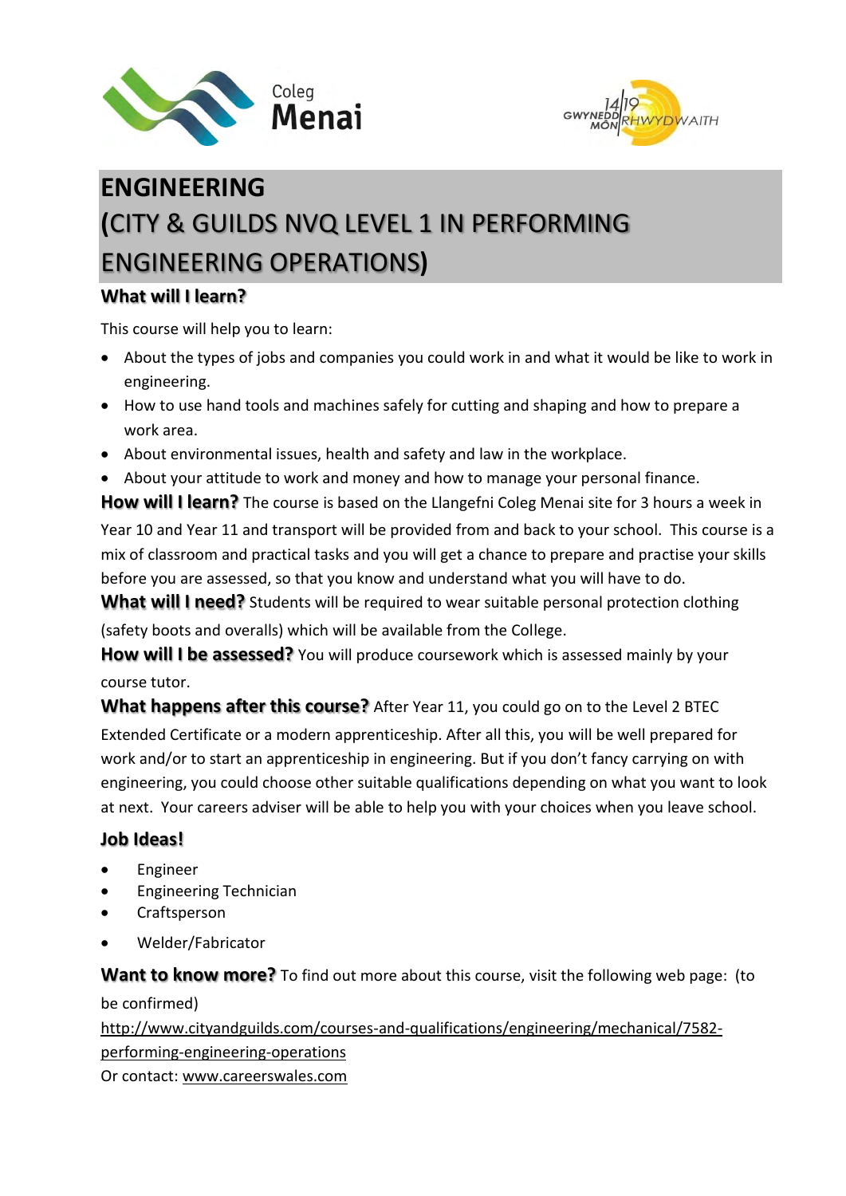Coleg Menai

14|19 GWYNEDD MÔN RHWYDWAITH

# ENGINEERING (CITY & GUILDS NVQ LEVEL 1 IN PERFORMING ENGINEERING OPERATIONS)

## What will I learn?

This course will help you to learn:

- About the types of jobs and companies you could work in and what it would be like to work in engineering.
- How to use hand tools and machines safely for cutting and shaping and how to prepare a work area.
- About environmental issues, health and safety and law in the workplace.
- About your attitude to work and money and how to manage your personal finance.

**How will I learn?** The course is based on the Llangefni Coleg Menai site for 3 hours a week in Year 10 and Year 11 and transport will be provided from and back to your school. This course is a mix of classroom and practical tasks and you will get a chance to prepare and practise your skills before you are assessed, so that you know and understand what you will have to do.

**What will I need?** Students will be required to wear suitable personal protection clothing (safety boots and overalls) which will be available from the College.

**How will I be assessed?** You will produce coursework which is assessed mainly by your course tutor.

**What happens after this course?** After Year 11, you could go on to the Level 2 BTEC Extended Certificate or a modern apprenticeship. After all this, you will be well prepared for work and/or to start an apprenticeship in engineering. But if you don't fancy carrying on with engineering, you could choose other suitable qualifications depending on what you want to look at next. Your careers adviser will be able to help you with your choices when you leave school.

## Job Ideas!

- Engineer
- Engineering Technician
- Craftsperson
- Welder/Fabricator

**Want to know more?** To find out more about this course, visit the following web page: (to be confirmed)

http://www.cityandguilds.com/courses-and-qualifications/engineering/mechanical/7582-performing-engineering-operations

Or contact: www.careerswales.com